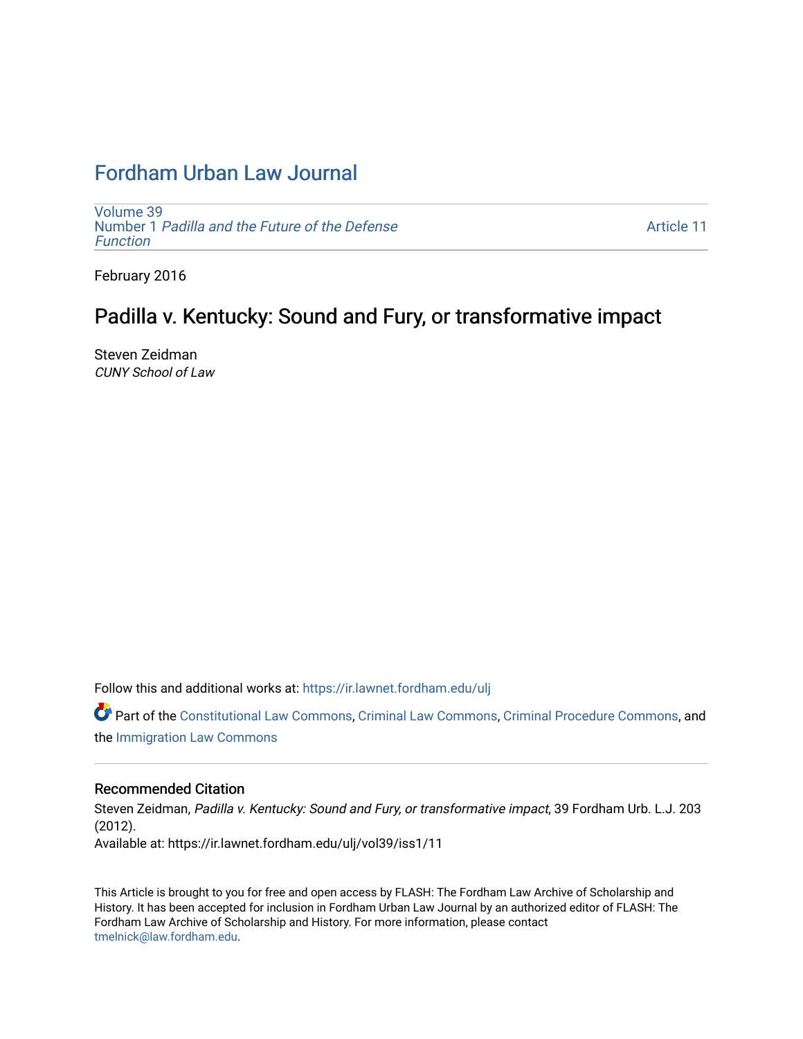# Fordham Urban Law Journal

Volume 39
Number 1 *Padilla and the Future of the Defense Function*

Article 11

February 2016

## Padilla v. Kentucky: Sound and Fury, or transformative impact

Steven Zeidman
*CUNY School of Law*

Follow this and additional works at: https://ir.lawnet.fordham.edu/ulj

Part of the Constitutional Law Commons, Criminal Law Commons, Criminal Procedure Commons, and the Immigration Law Commons

### Recommended Citation

Steven Zeidman, *Padilla v. Kentucky: Sound and Fury, or transformative impact*, 39 Fordham Urb. L.J. 203 (2012).
Available at: https://ir.lawnet.fordham.edu/ulj/vol39/iss1/11

This Article is brought to you for free and open access by FLASH: The Fordham Law Archive of Scholarship and History. It has been accepted for inclusion in Fordham Urban Law Journal by an authorized editor of FLASH: The Fordham Law Archive of Scholarship and History. For more information, please contact tmelnick@law.fordham.edu.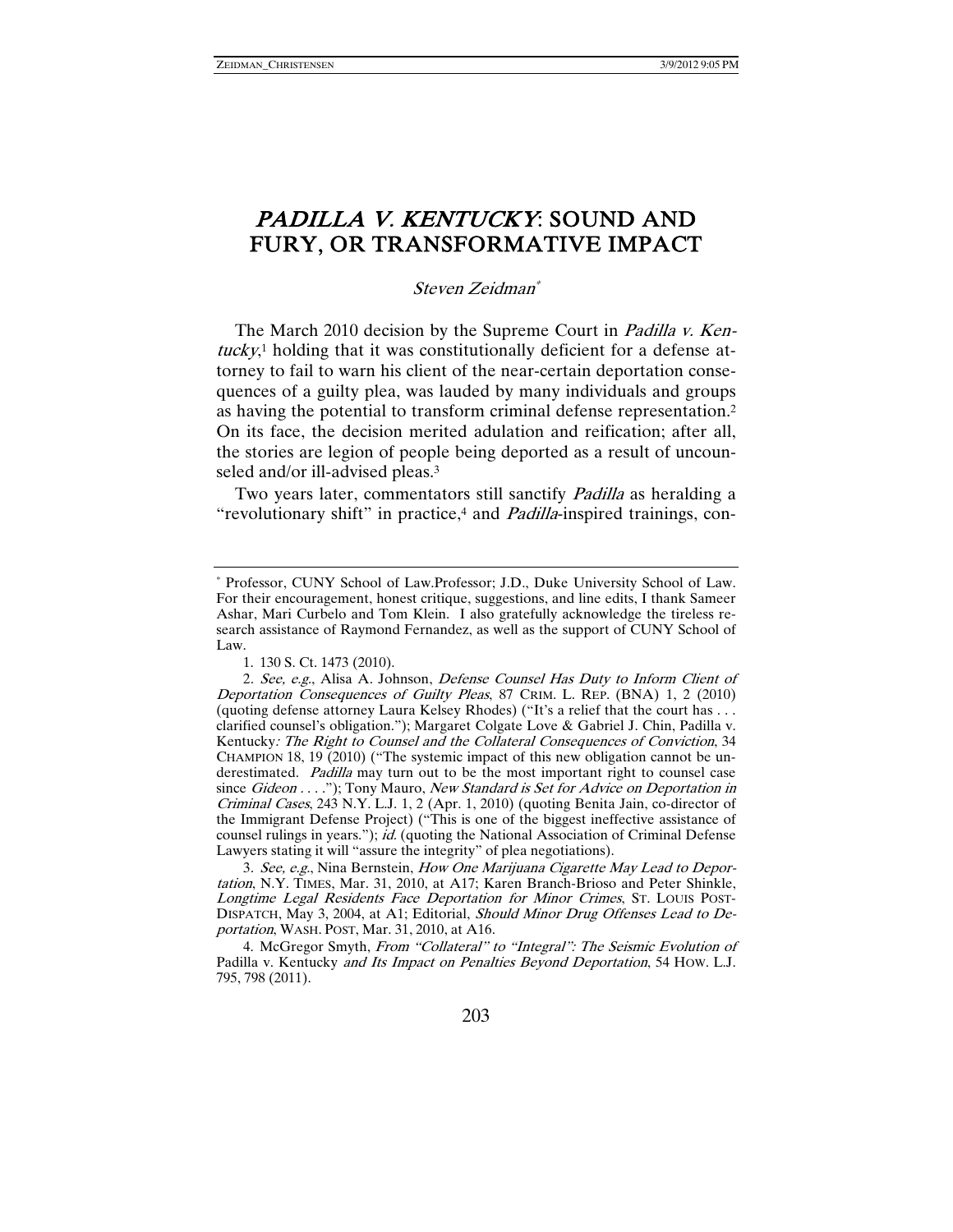# *PADILLA V. KENTUCKY*: SOUND AND FURY, OR TRANSFORMATIVE IMPACT

*Steven Zeidman*[*]

The March 2010 decision by the Supreme Court in *Padilla v. Kentucky*,[1] holding that it was constitutionally deficient for a defense attorney to fail to warn his client of the near-certain deportation consequences of a guilty plea, was lauded by many individuals and groups as having the potential to transform criminal defense representation.[2] On its face, the decision merited adulation and reification; after all, the stories are legion of people being deported as a result of uncounseled and/or ill-advised pleas.[3]

Two years later, commentators still sanctify *Padilla* as heralding a "revolutionary shift" in practice,[4] and *Padilla*-inspired trainings, con-

---

[*] Professor, CUNY School of Law.Professor; J.D., Duke University School of Law. For their encouragement, honest critique, suggestions, and line edits, I thank Sameer Ashar, Mari Curbelo and Tom Klein. I also gratefully acknowledge the tireless research assistance of Raymond Fernandez, as well as the support of CUNY School of Law.

1. 130 S. Ct. 1473 (2010).

2. *See, e.g.*, Alisa A. Johnson, *Defense Counsel Has Duty to Inform Client of Deportation Consequences of Guilty Pleas*, 87 CRIM. L. REP. (BNA) 1, 2 (2010) (quoting defense attorney Laura Kelsey Rhodes) ("It's a relief that the court has . . . clarified counsel's obligation."); Margaret Colgate Love & Gabriel J. Chin, Padilla v. Kentucky*: The Right to Counsel and the Collateral Consequences of Conviction*, 34 CHAMPION 18, 19 (2010) ("The systemic impact of this new obligation cannot be underestimated. *Padilla* may turn out to be the most important right to counsel case since *Gideon* . . . ."); Tony Mauro, *New Standard is Set for Advice on Deportation in Criminal Cases*, 243 N.Y. L.J. 1, 2 (Apr. 1, 2010) (quoting Benita Jain, co-director of the Immigrant Defense Project) ("This is one of the biggest ineffective assistance of counsel rulings in years."); *id.* (quoting the National Association of Criminal Defense Lawyers stating it will "assure the integrity" of plea negotiations).

3. *See, e.g.*, Nina Bernstein, *How One Marijuana Cigarette May Lead to Deportation*, N.Y. TIMES, Mar. 31, 2010, at A17; Karen Branch-Brioso and Peter Shinkle, *Longtime Legal Residents Face Deportation for Minor Crimes*, ST. LOUIS POST-DISPATCH, May 3, 2004, at A1; Editorial, *Should Minor Drug Offenses Lead to Deportation*, WASH. POST, Mar. 31, 2010, at A16.

4. McGregor Smyth, *From "Collateral" to "Integral": The Seismic Evolution of* Padilla v. Kentucky *and Its Impact on Penalties Beyond Deportation*, 54 HOW. L.J. 795, 798 (2011).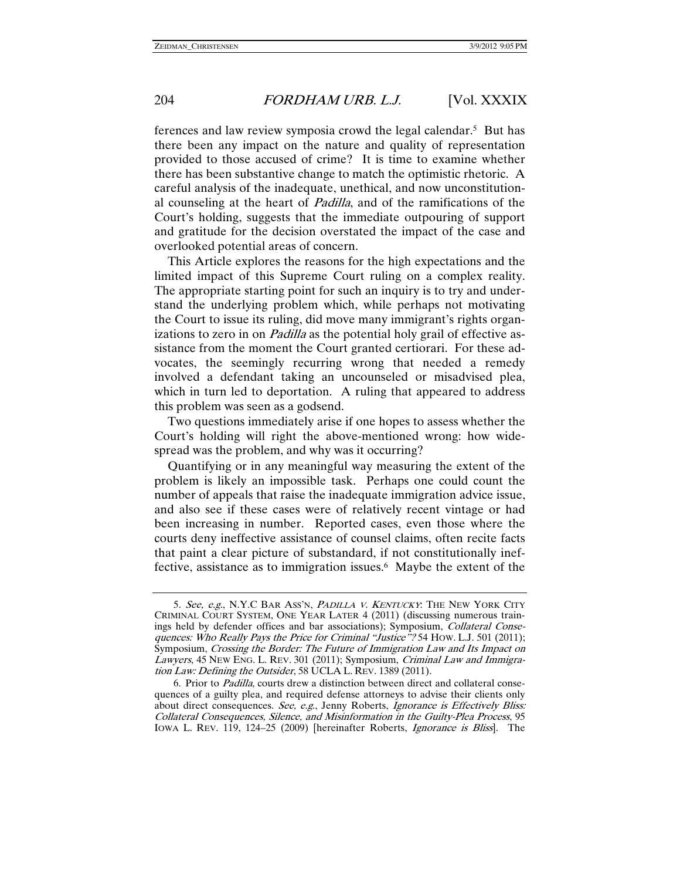ferences and law review symposia crowd the legal calendar.[5] But has there been any impact on the nature and quality of representation provided to those accused of crime? It is time to examine whether there has been substantive change to match the optimistic rhetoric. A careful analysis of the inadequate, unethical, and now unconstitutional counseling at the heart of *Padilla*, and of the ramifications of the Court's holding, suggests that the immediate outpouring of support and gratitude for the decision overstated the impact of the case and overlooked potential areas of concern.

This Article explores the reasons for the high expectations and the limited impact of this Supreme Court ruling on a complex reality. The appropriate starting point for such an inquiry is to try and understand the underlying problem which, while perhaps not motivating the Court to issue its ruling, did move many immigrant's rights organizations to zero in on *Padilla* as the potential holy grail of effective assistance from the moment the Court granted certiorari. For these advocates, the seemingly recurring wrong that needed a remedy involved a defendant taking an uncounseled or misadvised plea, which in turn led to deportation. A ruling that appeared to address this problem was seen as a godsend.

Two questions immediately arise if one hopes to assess whether the Court's holding will right the above-mentioned wrong: how widespread was the problem, and why was it occurring?

Quantifying or in any meaningful way measuring the extent of the problem is likely an impossible task. Perhaps one could count the number of appeals that raise the inadequate immigration advice issue, and also see if these cases were of relatively recent vintage or had been increasing in number. Reported cases, even those where the courts deny ineffective assistance of counsel claims, often recite facts that paint a clear picture of substandard, if not constitutionally ineffective, assistance as to immigration issues.[6] Maybe the extent of the

---

5. *See, e.g.*, N.Y.C BAR ASS'N, *PADILLA V. KENTUCKY*: THE NEW YORK CITY CRIMINAL COURT SYSTEM, ONE YEAR LATER 4 (2011) (discussing numerous trainings held by defender offices and bar associations); Symposium, *Collateral Consequences: Who Really Pays the Price for Criminal "Justice"?* 54 HOW. L.J. 501 (2011); Symposium, *Crossing the Border: The Future of Immigration Law and Its Impact on Lawyers*, 45 NEW ENG. L. REV. 301 (2011); Symposium, *Criminal Law and Immigration Law: Defining the Outsider*, 58 UCLA L. REV. 1389 (2011).

6. Prior to *Padilla*, courts drew a distinction between direct and collateral consequences of a guilty plea, and required defense attorneys to advise their clients only about direct consequences. *See, e.g.*, Jenny Roberts, *Ignorance is Effectively Bliss: Collateral Consequences, Silence, and Misinformation in the Guilty-Plea Process*, 95 IOWA L. REV. 119, 124–25 (2009) [hereinafter Roberts, *Ignorance is Bliss*]. The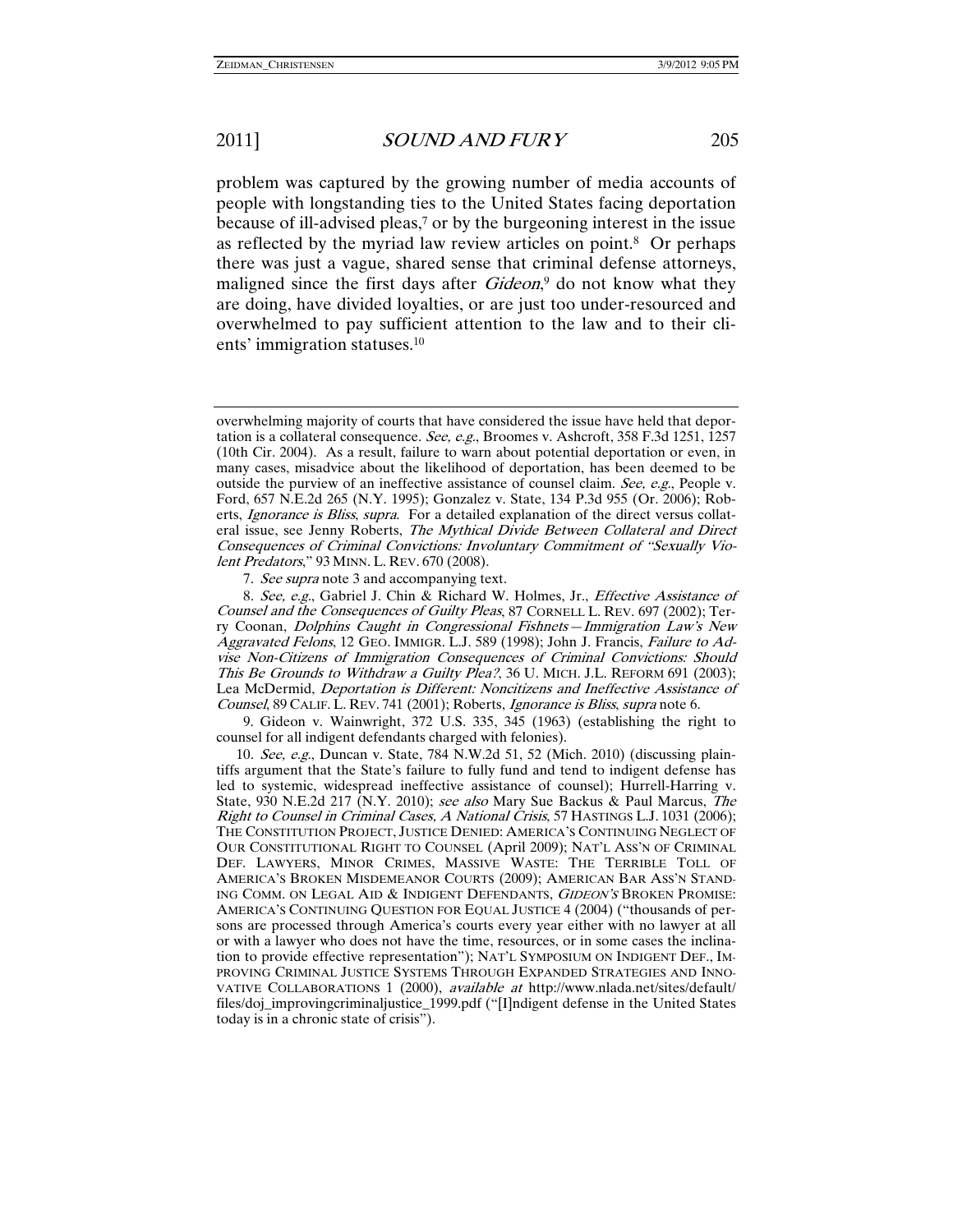problem was captured by the growing number of media accounts of people with longstanding ties to the United States facing deportation because of ill-advised pleas,[7] or by the burgeoning interest in the issue as reflected by the myriad law review articles on point.[8] Or perhaps there was just a vague, shared sense that criminal defense attorneys, maligned since the first days after *Gideon*,[9] do not know what they are doing, have divided loyalties, or are just too under-resourced and overwhelmed to pay sufficient attention to the law and to their clients' immigration statuses.[10]

---

overwhelming majority of courts that have considered the issue have held that deportation is a collateral consequence. *See, e.g.*, Broomes v. Ashcroft, 358 F.3d 1251, 1257 (10th Cir. 2004). As a result, failure to warn about potential deportation or even, in many cases, misadvice about the likelihood of deportation, has been deemed to be outside the purview of an ineffective assistance of counsel claim. *See, e.g.*, People v. Ford, 657 N.E.2d 265 (N.Y. 1995); Gonzalez v. State, 134 P.3d 955 (Or. 2006); Roberts, *Ignorance is Bliss*, *supra*. For a detailed explanation of the direct versus collateral issue, see Jenny Roberts, *The Mythical Divide Between Collateral and Direct Consequences of Criminal Convictions: Involuntary Commitment of "Sexually Violent Predators*," 93 MINN. L. REV. 670 (2008).

7. *See supra* note 3 and accompanying text.

8. *See, e.g.*, Gabriel J. Chin & Richard W. Holmes, Jr., *Effective Assistance of Counsel and the Consequences of Guilty Pleas*, 87 CORNELL L. REV. 697 (2002); Terry Coonan, *Dolphins Caught in Congressional Fishnets—Immigration Law's New Aggravated Felons*, 12 GEO. IMMIGR. L.J. 589 (1998); John J. Francis, *Failure to Advise Non-Citizens of Immigration Consequences of Criminal Convictions: Should This Be Grounds to Withdraw a Guilty Plea?*, 36 U. MICH. J.L. REFORM 691 (2003); Lea McDermid, *Deportation is Different: Noncitizens and Ineffective Assistance of Counsel*, 89 CALIF. L. REV. 741 (2001); Roberts, *Ignorance is Bliss*, *supra* note 6.

9. Gideon v. Wainwright, 372 U.S. 335, 345 (1963) (establishing the right to counsel for all indigent defendants charged with felonies).

10. *See, e.g.*, Duncan v. State, 784 N.W.2d 51, 52 (Mich. 2010) (discussing plaintiffs argument that the State's failure to fully fund and tend to indigent defense has led to systemic, widespread ineffective assistance of counsel); Hurrell-Harring v. State, 930 N.E.2d 217 (N.Y. 2010); *see also* Mary Sue Backus & Paul Marcus, *The Right to Counsel in Criminal Cases, A National Crisis*, 57 HASTINGS L.J. 1031 (2006); THE CONSTITUTION PROJECT, JUSTICE DENIED: AMERICA'S CONTINUING NEGLECT OF OUR CONSTITUTIONAL RIGHT TO COUNSEL (April 2009); NAT'L ASS'N OF CRIMINAL DEF. LAWYERS, MINOR CRIMES, MASSIVE WASTE: THE TERRIBLE TOLL OF AMERICA'S BROKEN MISDEMEANOR COURTS (2009); AMERICAN BAR ASS'N STANDING COMM. ON LEGAL AID & INDIGENT DEFENDANTS, *GIDEON'S* BROKEN PROMISE: AMERICA'S CONTINUING QUESTION FOR EQUAL JUSTICE 4 (2004) ("thousands of persons are processed through America's courts every year either with no lawyer at all or with a lawyer who does not have the time, resources, or in some cases the inclination to provide effective representation"); NAT'L SYMPOSIUM ON INDIGENT DEF., IMPROVING CRIMINAL JUSTICE SYSTEMS THROUGH EXPANDED STRATEGIES AND INNOVATIVE COLLABORATIONS 1 (2000), *available at* http://www.nlada.net/sites/default/files/doj_improvingcriminaljustice_1999.pdf ("[I]ndigent defense in the United States today is in a chronic state of crisis").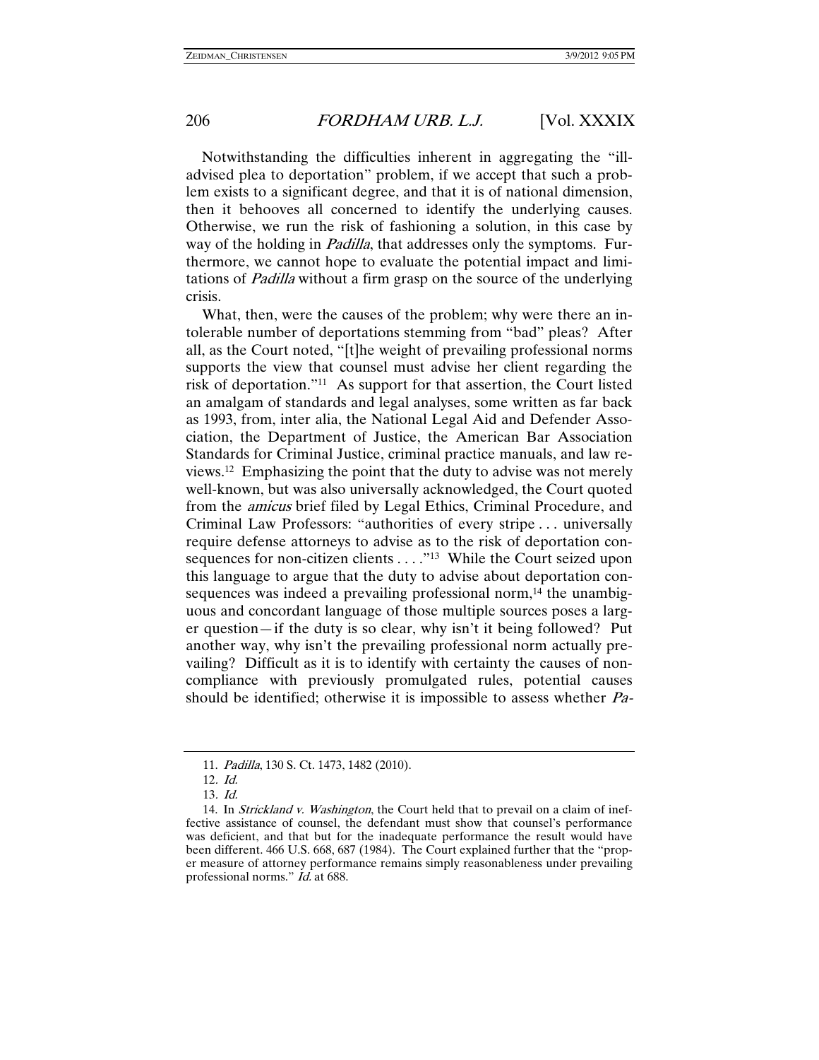Notwithstanding the difficulties inherent in aggregating the "ill-advised plea to deportation" problem, if we accept that such a problem exists to a significant degree, and that it is of national dimension, then it behooves all concerned to identify the underlying causes. Otherwise, we run the risk of fashioning a solution, in this case by way of the holding in *Padilla*, that addresses only the symptoms. Furthermore, we cannot hope to evaluate the potential impact and limitations of *Padilla* without a firm grasp on the source of the underlying crisis.

What, then, were the causes of the problem; why were there an intolerable number of deportations stemming from "bad" pleas? After all, as the Court noted, "[t]he weight of prevailing professional norms supports the view that counsel must advise her client regarding the risk of deportation."[11] As support for that assertion, the Court listed an amalgam of standards and legal analyses, some written as far back as 1993, from, inter alia, the National Legal Aid and Defender Association, the Department of Justice, the American Bar Association Standards for Criminal Justice, criminal practice manuals, and law reviews.[12] Emphasizing the point that the duty to advise was not merely well-known, but was also universally acknowledged, the Court quoted from the *amicus* brief filed by Legal Ethics, Criminal Procedure, and Criminal Law Professors: "authorities of every stripe . . . universally require defense attorneys to advise as to the risk of deportation consequences for non-citizen clients . . . ."[13] While the Court seized upon this language to argue that the duty to advise about deportation consequences was indeed a prevailing professional norm,[14] the unambiguous and concordant language of those multiple sources poses a larger question—if the duty is so clear, why isn't it being followed? Put another way, why isn't the prevailing professional norm actually prevailing? Difficult as it is to identify with certainty the causes of noncompliance with previously promulgated rules, potential causes should be identified; otherwise it is impossible to assess whether *Pa-*

11. *Padilla*, 130 S. Ct. 1473, 1482 (2010).

12. *Id.*

13. *Id.*

14. In *Strickland v. Washington*, the Court held that to prevail on a claim of ineffective assistance of counsel, the defendant must show that counsel's performance was deficient, and that but for the inadequate performance the result would have been different. 466 U.S. 668, 687 (1984). The Court explained further that the "proper measure of attorney performance remains simply reasonableness under prevailing professional norms." *Id.* at 688.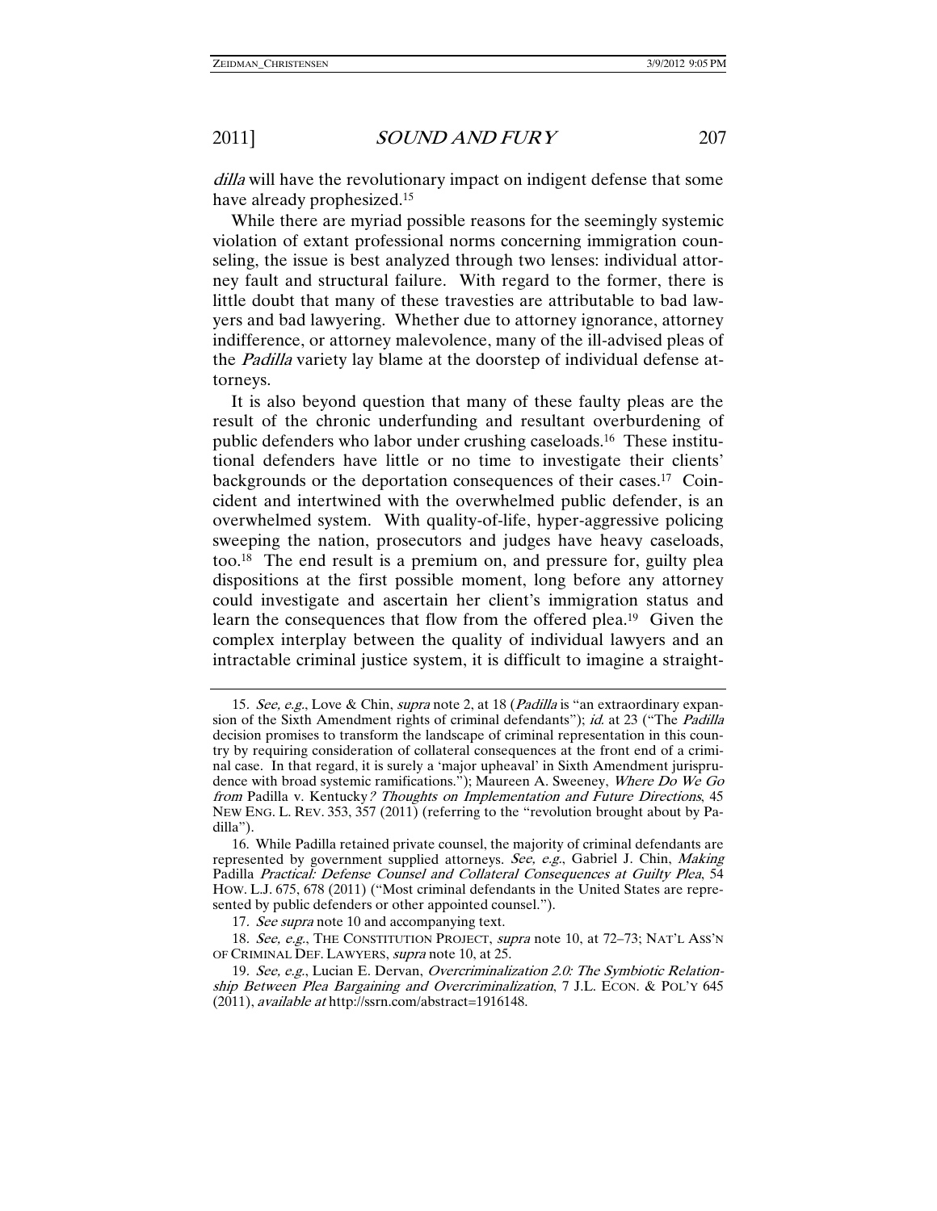*dilla* will have the revolutionary impact on indigent defense that some have already prophesized.[15]

While there are myriad possible reasons for the seemingly systemic violation of extant professional norms concerning immigration counseling, the issue is best analyzed through two lenses: individual attorney fault and structural failure. With regard to the former, there is little doubt that many of these travesties are attributable to bad lawyers and bad lawyering. Whether due to attorney ignorance, attorney indifference, or attorney malevolence, many of the ill-advised pleas of the *Padilla* variety lay blame at the doorstep of individual defense attorneys.

It is also beyond question that many of these faulty pleas are the result of the chronic underfunding and resultant overburdening of public defenders who labor under crushing caseloads.[16] These institutional defenders have little or no time to investigate their clients' backgrounds or the deportation consequences of their cases.[17] Coincident and intertwined with the overwhelmed public defender, is an overwhelmed system. With quality-of-life, hyper-aggressive policing sweeping the nation, prosecutors and judges have heavy caseloads, too.[18] The end result is a premium on, and pressure for, guilty plea dispositions at the first possible moment, long before any attorney could investigate and ascertain her client's immigration status and learn the consequences that flow from the offered plea.[19] Given the complex interplay between the quality of individual lawyers and an intractable criminal justice system, it is difficult to imagine a straight-

---

15. *See, e.g.*, Love & Chin, *supra* note 2, at 18 (*Padilla* is "an extraordinary expansion of the Sixth Amendment rights of criminal defendants"); *id.* at 23 ("The *Padilla* decision promises to transform the landscape of criminal representation in this country by requiring consideration of collateral consequences at the front end of a criminal case. In that regard, it is surely a 'major upheaval' in Sixth Amendment jurisprudence with broad systemic ramifications."); Maureen A. Sweeney, *Where Do We Go from* Padilla v. Kentucky*? Thoughts on Implementation and Future Directions*, 45 NEW ENG. L. REV. 353, 357 (2011) (referring to the "revolution brought about by Padilla").

16. While Padilla retained private counsel, the majority of criminal defendants are represented by government supplied attorneys. *See, e.g.*, Gabriel J. Chin, *Making* Padilla *Practical: Defense Counsel and Collateral Consequences at Guilty Plea*, 54 HOW. L.J. 675, 678 (2011) ("Most criminal defendants in the United States are represented by public defenders or other appointed counsel.").

17. *See supra* note 10 and accompanying text.

18. *See, e.g.*, THE CONSTITUTION PROJECT, *supra* note 10, at 72–73; NAT'L ASS'N OF CRIMINAL DEF. LAWYERS, *supra* note 10, at 25.

19. *See, e.g.*, Lucian E. Dervan, *Overcriminalization 2.0: The Symbiotic Relationship Between Plea Bargaining and Overcriminalization*, 7 J.L. ECON. & POL'Y 645 (2011), *available at* http://ssrn.com/abstract=1916148.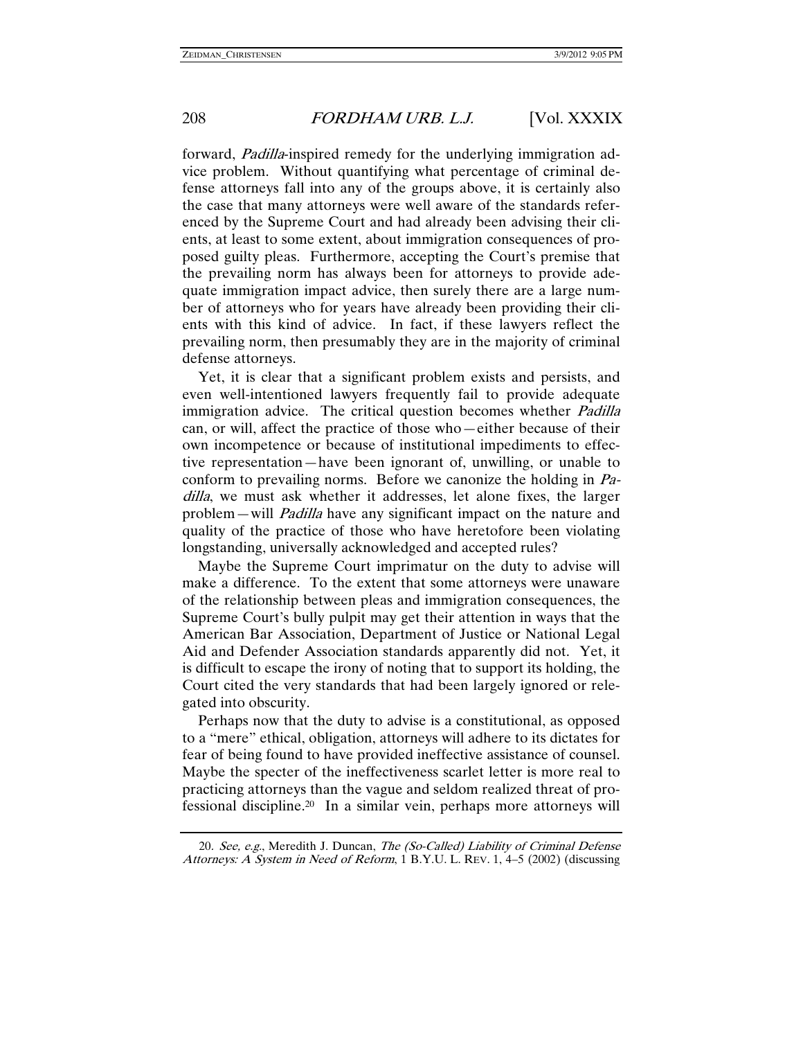forward, *Padilla*-inspired remedy for the underlying immigration advice problem. Without quantifying what percentage of criminal defense attorneys fall into any of the groups above, it is certainly also the case that many attorneys were well aware of the standards referenced by the Supreme Court and had already been advising their clients, at least to some extent, about immigration consequences of proposed guilty pleas. Furthermore, accepting the Court's premise that the prevailing norm has always been for attorneys to provide adequate immigration impact advice, then surely there are a large number of attorneys who for years have already been providing their clients with this kind of advice. In fact, if these lawyers reflect the prevailing norm, then presumably they are in the majority of criminal defense attorneys.

Yet, it is clear that a significant problem exists and persists, and even well-intentioned lawyers frequently fail to provide adequate immigration advice. The critical question becomes whether *Padilla* can, or will, affect the practice of those who—either because of their own incompetence or because of institutional impediments to effective representation—have been ignorant of, unwilling, or unable to conform to prevailing norms. Before we canonize the holding in *Padilla*, we must ask whether it addresses, let alone fixes, the larger problem—will *Padilla* have any significant impact on the nature and quality of the practice of those who have heretofore been violating longstanding, universally acknowledged and accepted rules?

Maybe the Supreme Court imprimatur on the duty to advise will make a difference. To the extent that some attorneys were unaware of the relationship between pleas and immigration consequences, the Supreme Court's bully pulpit may get their attention in ways that the American Bar Association, Department of Justice or National Legal Aid and Defender Association standards apparently did not. Yet, it is difficult to escape the irony of noting that to support its holding, the Court cited the very standards that had been largely ignored or relegated into obscurity.

Perhaps now that the duty to advise is a constitutional, as opposed to a "mere" ethical, obligation, attorneys will adhere to its dictates for fear of being found to have provided ineffective assistance of counsel. Maybe the specter of the ineffectiveness scarlet letter is more real to practicing attorneys than the vague and seldom realized threat of professional discipline.[20] In a similar vein, perhaps more attorneys will

---

20. *See, e.g.*, Meredith J. Duncan, *The (So-Called) Liability of Criminal Defense Attorneys: A System in Need of Reform*, 1 B.Y.U. L. REV. 1, 4–5 (2002) (discussing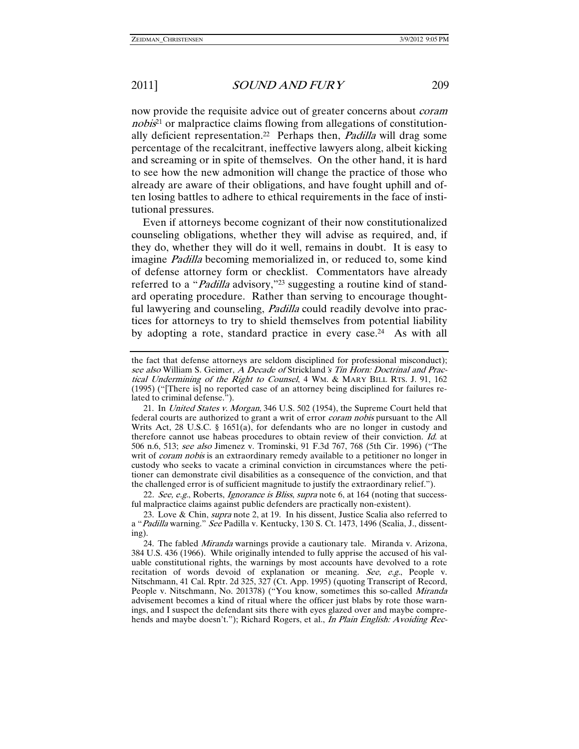now provide the requisite advice out of greater concerns about *coram nobis*[21] or malpractice claims flowing from allegations of constitutionally deficient representation.[22] Perhaps then, *Padilla* will drag some percentage of the recalcitrant, ineffective lawyers along, albeit kicking and screaming or in spite of themselves. On the other hand, it is hard to see how the new admonition will change the practice of those who already are aware of their obligations, and have fought uphill and often losing battles to adhere to ethical requirements in the face of institutional pressures.

Even if attorneys become cognizant of their now constitutionalized counseling obligations, whether they will advise as required, and, if they do, whether they will do it well, remains in doubt. It is easy to imagine *Padilla* becoming memorialized in, or reduced to, some kind of defense attorney form or checklist. Commentators have already referred to a "*Padilla* advisory,"[23] suggesting a routine kind of standard operating procedure. Rather than serving to encourage thoughtful lawyering and counseling, *Padilla* could readily devolve into practices for attorneys to try to shield themselves from potential liability by adopting a rote, standard practice in every case.[24] As with all

---

the fact that defense attorneys are seldom disciplined for professional misconduct); *see also* William S. Geimer, *A Decade of* Strickland*'s Tin Horn: Doctrinal and Practical Undermining of the Right to Counsel*, 4 WM. & MARY BILL RTS. J. 91, 162 (1995) ("[There is] no reported case of an attorney being disciplined for failures related to criminal defense.").

21. In *United States v. Morgan*, 346 U.S. 502 (1954), the Supreme Court held that federal courts are authorized to grant a writ of error *coram nobis* pursuant to the All Writs Act, 28 U.S.C. § 1651(a), for defendants who are no longer in custody and therefore cannot use habeas procedures to obtain review of their conviction. *Id.* at 506 n.6, 513; *see also* Jimenez v. Trominski, 91 F.3d 767, 768 (5th Cir. 1996) ("The writ of *coram nobis* is an extraordinary remedy available to a petitioner no longer in custody who seeks to vacate a criminal conviction in circumstances where the petitioner can demonstrate civil disabilities as a consequence of the conviction, and that the challenged error is of sufficient magnitude to justify the extraordinary relief.").

22. *See, e.g.*, Roberts, *Ignorance is Bliss*, *supra* note 6, at 164 (noting that successful malpractice claims against public defenders are practically non-existent).

23. Love & Chin, *supra* note 2, at 19. In his dissent, Justice Scalia also referred to a "*Padilla* warning." *See* Padilla v. Kentucky, 130 S. Ct. 1473, 1496 (Scalia, J., dissenting).

24. The fabled *Miranda* warnings provide a cautionary tale. Miranda v. Arizona, 384 U.S. 436 (1966). While originally intended to fully apprise the accused of his valuable constitutional rights, the warnings by most accounts have devolved to a rote recitation of words devoid of explanation or meaning. *See, e.g.*, People v. Nitschmann, 41 Cal. Rptr. 2d 325, 327 (Ct. App. 1995) (quoting Transcript of Record, People v. Nitschmann, No. 201378) ("You know, sometimes this so-called *Miranda* advisement becomes a kind of ritual where the officer just blabs by rote those warnings, and I suspect the defendant sits there with eyes glazed over and maybe comprehends and maybe doesn't."); Richard Rogers, et al., *In Plain English: Avoiding Rec-*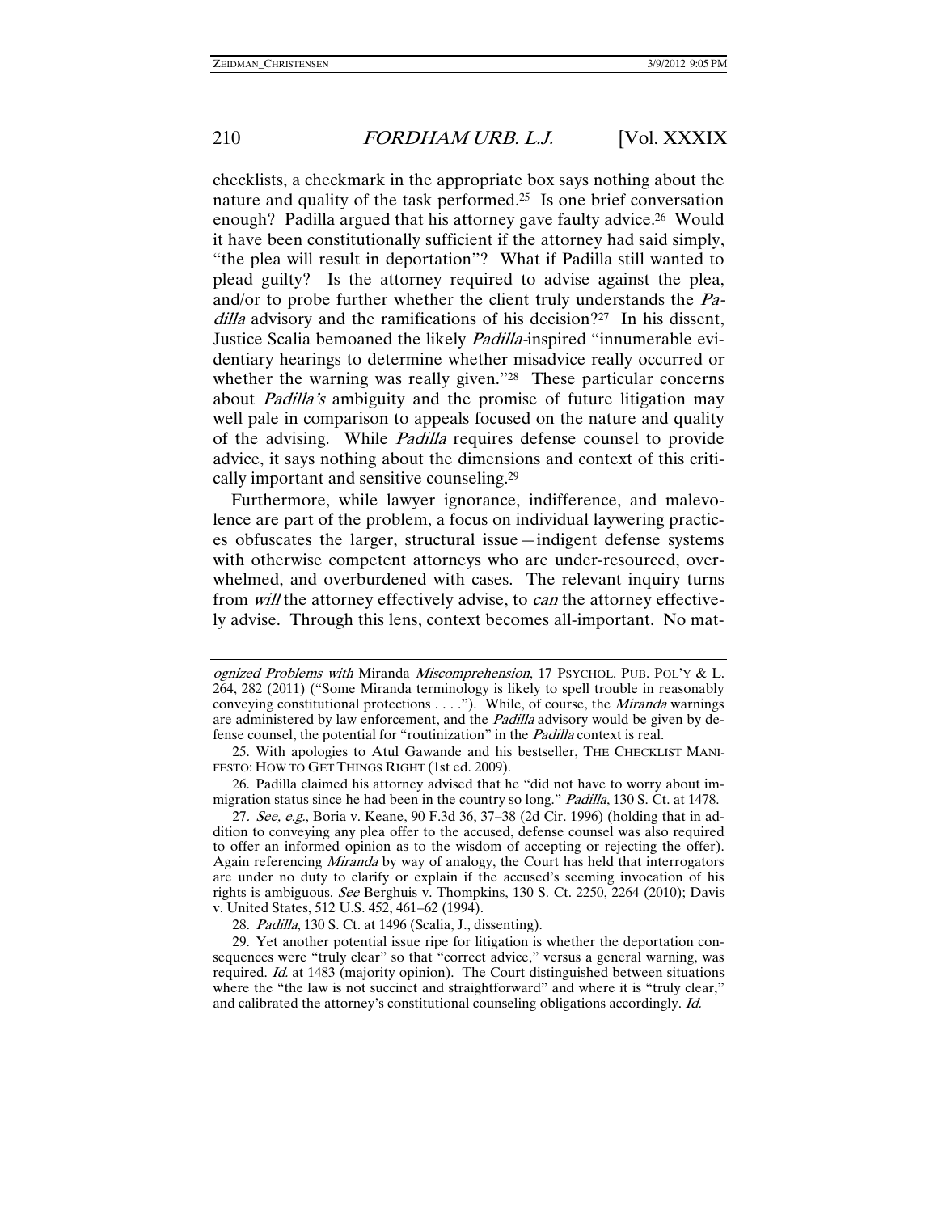checklists, a checkmark in the appropriate box says nothing about the nature and quality of the task performed.[25] Is one brief conversation enough? Padilla argued that his attorney gave faulty advice.[26] Would it have been constitutionally sufficient if the attorney had said simply, "the plea will result in deportation"? What if Padilla still wanted to plead guilty? Is the attorney required to advise against the plea, and/or to probe further whether the client truly understands the *Padilla* advisory and the ramifications of his decision?[27] In his dissent, Justice Scalia bemoaned the likely *Padilla*-inspired "innumerable evidentiary hearings to determine whether misadvice really occurred or whether the warning was really given."[28] These particular concerns about *Padilla's* ambiguity and the promise of future litigation may well pale in comparison to appeals focused on the nature and quality of the advising. While *Padilla* requires defense counsel to provide advice, it says nothing about the dimensions and context of this critically important and sensitive counseling.[29]

Furthermore, while lawyer ignorance, indifference, and malevolence are part of the problem, a focus on individual laywering practices obfuscates the larger, structural issue—indigent defense systems with otherwise competent attorneys who are under-resourced, overwhelmed, and overburdened with cases. The relevant inquiry turns from *will* the attorney effectively advise, to *can* the attorney effectively advise. Through this lens, context becomes all-important. No mat-

---

*ognized Problems with* Miranda *Miscomprehension*, 17 PSYCHOL. PUB. POL'Y & L. 264, 282 (2011) ("Some Miranda terminology is likely to spell trouble in reasonably conveying constitutional protections . . . ."). While, of course, the *Miranda* warnings are administered by law enforcement, and the *Padilla* advisory would be given by defense counsel, the potential for "routinization" in the *Padilla* context is real.

25. With apologies to Atul Gawande and his bestseller, THE CHECKLIST MANIFESTO: HOW TO GET THINGS RIGHT (1st ed. 2009).

26. Padilla claimed his attorney advised that he "did not have to worry about immigration status since he had been in the country so long." *Padilla*, 130 S. Ct. at 1478.

27. *See, e.g.*, Boria v. Keane, 90 F.3d 36, 37–38 (2d Cir. 1996) (holding that in addition to conveying any plea offer to the accused, defense counsel was also required to offer an informed opinion as to the wisdom of accepting or rejecting the offer). Again referencing *Miranda* by way of analogy, the Court has held that interrogators are under no duty to clarify or explain if the accused's seeming invocation of his rights is ambiguous. *See* Berghuis v. Thompkins, 130 S. Ct. 2250, 2264 (2010); Davis v. United States, 512 U.S. 452, 461–62 (1994).

28. *Padilla*, 130 S. Ct. at 1496 (Scalia, J., dissenting).

29. Yet another potential issue ripe for litigation is whether the deportation consequences were "truly clear" so that "correct advice," versus a general warning, was required. *Id.* at 1483 (majority opinion). The Court distinguished between situations where the "the law is not succinct and straightforward" and where it is "truly clear," and calibrated the attorney's constitutional counseling obligations accordingly. *Id.*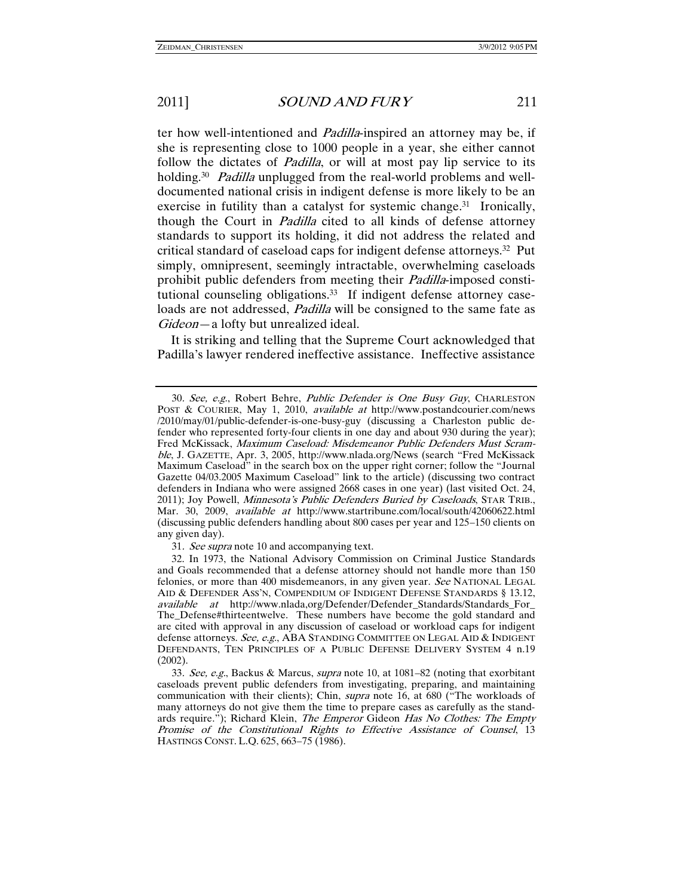ter how well-intentioned and *Padilla*-inspired an attorney may be, if she is representing close to 1000 people in a year, she either cannot follow the dictates of *Padilla*, or will at most pay lip service to its holding.[30] *Padilla* unplugged from the real-world problems and well-documented national crisis in indigent defense is more likely to be an exercise in futility than a catalyst for systemic change.[31] Ironically, though the Court in *Padilla* cited to all kinds of defense attorney standards to support its holding, it did not address the related and critical standard of caseload caps for indigent defense attorneys.[32] Put simply, omnipresent, seemingly intractable, overwhelming caseloads prohibit public defenders from meeting their *Padilla*-imposed constitutional counseling obligations.[33] If indigent defense attorney caseloads are not addressed, *Padilla* will be consigned to the same fate as *Gideon*—a lofty but unrealized ideal.

It is striking and telling that the Supreme Court acknowledged that Padilla's lawyer rendered ineffective assistance. Ineffective assistance

---

30. *See, e.g.*, Robert Behre, *Public Defender is One Busy Guy*, CHARLESTON POST & COURIER, May 1, 2010, *available at* http://www.postandcourier.com/news/2010/may/01/public-defender-is-one-busy-guy (discussing a Charleston public defender who represented forty-four clients in one day and about 930 during the year); Fred McKissack, *Maximum Caseload: Misdemeanor Public Defenders Must Scramble*, J. GAZETTE, Apr. 3, 2005, http://www.nlada.org/News (search "Fred McKissack Maximum Caseload" in the search box on the upper right corner; follow the "Journal Gazette 04/03.2005 Maximum Caseload" link to the article) (discussing two contract defenders in Indiana who were assigned 2668 cases in one year) (last visited Oct. 24, 2011); Joy Powell, *Minnesota's Public Defenders Buried by Caseloads*, STAR TRIB., Mar. 30, 2009, *available at* http://www.startribune.com/local/south/42060622.html (discussing public defenders handling about 800 cases per year and 125–150 clients on any given day).

31. *See supra* note 10 and accompanying text.

32. In 1973, the National Advisory Commission on Criminal Justice Standards and Goals recommended that a defense attorney should not handle more than 150 felonies, or more than 400 misdemeanors, in any given year. *See* NATIONAL LEGAL AID & DEFENDER ASS'N, COMPENDIUM OF INDIGENT DEFENSE STANDARDS § 13.12, *available at* http://www.nlada,org/Defender/Defender_Standards/Standards_For_The_Defense#thirteentwelve. These numbers have become the gold standard and are cited with approval in any discussion of caseload or workload caps for indigent defense attorneys. *See, e.g.*, ABA STANDING COMMITTEE ON LEGAL AID & INDIGENT DEFENDANTS, TEN PRINCIPLES OF A PUBLIC DEFENSE DELIVERY SYSTEM 4 n.19 (2002).

33. *See, e.g.*, Backus & Marcus, *supra* note 10, at 1081–82 (noting that exorbitant caseloads prevent public defenders from investigating, preparing, and maintaining communication with their clients); Chin, *supra* note 16, at 680 ("The workloads of many attorneys do not give them the time to prepare cases as carefully as the standards require."); Richard Klein, *The Emperor* Gideon *Has No Clothes: The Empty Promise of the Constitutional Rights to Effective Assistance of Counsel*, 13 HASTINGS CONST. L.Q. 625, 663–75 (1986).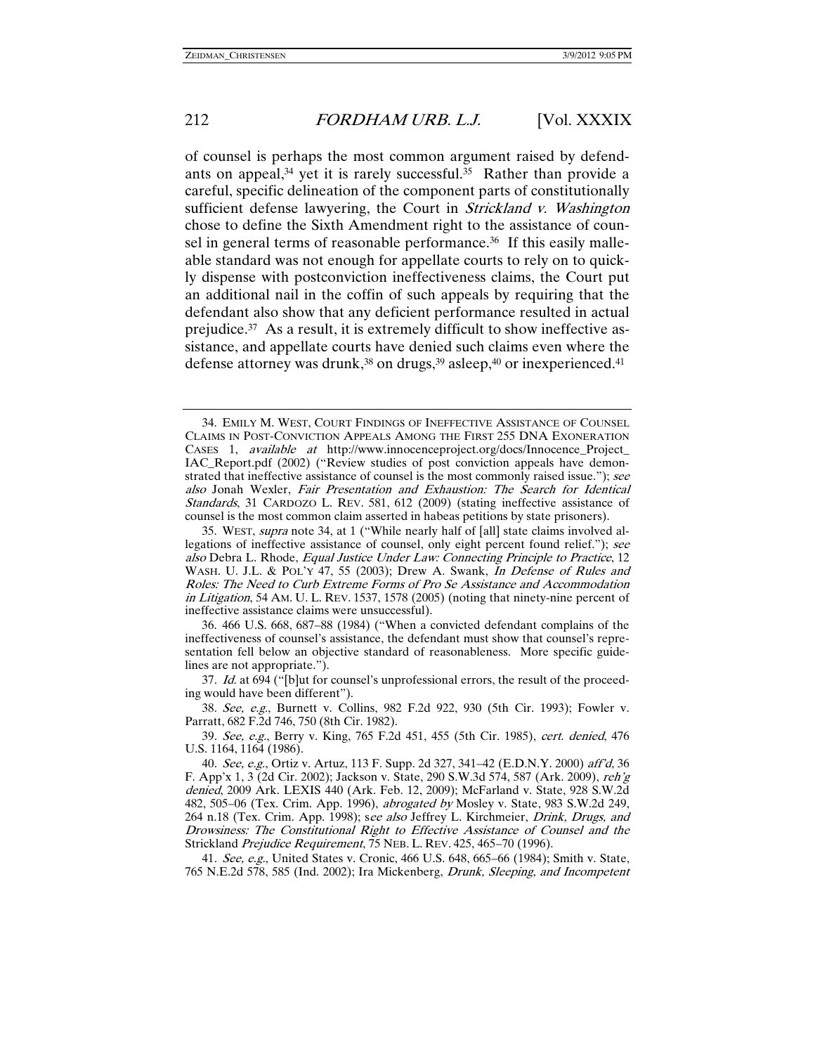of counsel is perhaps the most common argument raised by defendants on appeal,[34] yet it is rarely successful.[35] Rather than provide a careful, specific delineation of the component parts of constitutionally sufficient defense lawyering, the Court in *Strickland v. Washington* chose to define the Sixth Amendment right to the assistance of counsel in general terms of reasonable performance.[36] If this easily malleable standard was not enough for appellate courts to rely on to quickly dispense with postconviction ineffectiveness claims, the Court put an additional nail in the coffin of such appeals by requiring that the defendant also show that any deficient performance resulted in actual prejudice.[37] As a result, it is extremely difficult to show ineffective assistance, and appellate courts have denied such claims even where the defense attorney was drunk,[38] on drugs,[39] asleep,[40] or inexperienced.[41]

---

34. EMILY M. WEST, COURT FINDINGS OF INEFFECTIVE ASSISTANCE OF COUNSEL CLAIMS IN POST-CONVICTION APPEALS AMONG THE FIRST 255 DNA EXONERATION CASES 1, *available at* http://www.innocenceproject.org/docs/Innocence_Project_IAC_Report.pdf (2002) ("Review studies of post conviction appeals have demonstrated that ineffective assistance of counsel is the most commonly raised issue."); *see also* Jonah Wexler, *Fair Presentation and Exhaustion: The Search for Identical Standards*, 31 CARDOZO L. REV. 581, 612 (2009) (stating ineffective assistance of counsel is the most common claim asserted in habeas petitions by state prisoners).

35. WEST, *supra* note 34, at 1 ("While nearly half of [all] state claims involved allegations of ineffective assistance of counsel, only eight percent found relief."); *see also* Debra L. Rhode, *Equal Justice Under Law: Connecting Principle to Practice*, 12 WASH. U. J.L. & POL'Y 47, 55 (2003); Drew A. Swank, *In Defense of Rules and Roles: The Need to Curb Extreme Forms of Pro Se Assistance and Accommodation in Litigation*, 54 AM. U. L. REV. 1537, 1578 (2005) (noting that ninety-nine percent of ineffective assistance claims were unsuccessful).

36. 466 U.S. 668, 687–88 (1984) ("When a convicted defendant complains of the ineffectiveness of counsel's assistance, the defendant must show that counsel's representation fell below an objective standard of reasonableness. More specific guidelines are not appropriate.").

37. *Id.* at 694 ("[b]ut for counsel's unprofessional errors, the result of the proceeding would have been different").

38. *See, e.g.*, Burnett v. Collins, 982 F.2d 922, 930 (5th Cir. 1993); Fowler v. Parratt, 682 F.2d 746, 750 (8th Cir. 1982).

39. *See, e.g.*, Berry v. King, 765 F.2d 451, 455 (5th Cir. 1985), *cert. denied*, 476 U.S. 1164, 1164 (1986).

40. *See, e.g.*, Ortiz v. Artuz, 113 F. Supp. 2d 327, 341–42 (E.D.N.Y. 2000) *aff'd*, 36 F. App'x 1, 3 (2d Cir. 2002); Jackson v. State, 290 S.W.3d 574, 587 (Ark. 2009), *reh'g denied*, 2009 Ark. LEXIS 440 (Ark. Feb. 12, 2009); McFarland v. State, 928 S.W.2d 482, 505–06 (Tex. Crim. App. 1996), *abrogated by* Mosley v. State, 983 S.W.2d 249, 264 n.18 (Tex. Crim. App. 1998); *see also* Jeffrey L. Kirchmeier, *Drink, Drugs, and Drowsiness: The Constitutional Right to Effective Assistance of Counsel and the* Strickland *Prejudice Requirement*, 75 NEB. L. REV. 425, 465–70 (1996).

41. *See, e.g.*, United States v. Cronic, 466 U.S. 648, 665–66 (1984); Smith v. State, 765 N.E.2d 578, 585 (Ind. 2002); Ira Mickenberg, *Drunk, Sleeping, and Incompetent*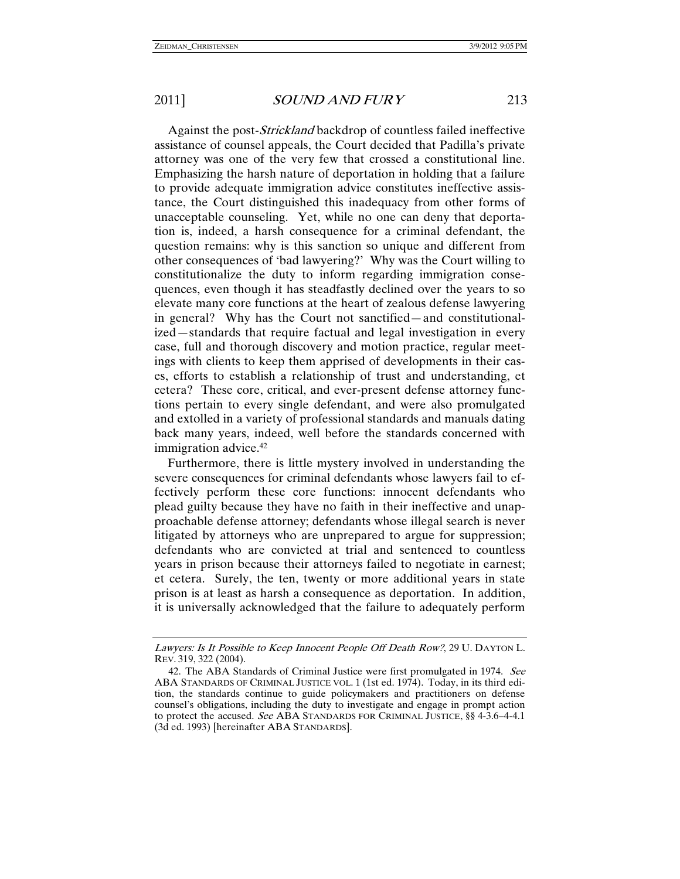Against the post-*Strickland* backdrop of countless failed ineffective assistance of counsel appeals, the Court decided that Padilla's private attorney was one of the very few that crossed a constitutional line. Emphasizing the harsh nature of deportation in holding that a failure to provide adequate immigration advice constitutes ineffective assistance, the Court distinguished this inadequacy from other forms of unacceptable counseling. Yet, while no one can deny that deportation is, indeed, a harsh consequence for a criminal defendant, the question remains: why is this sanction so unique and different from other consequences of 'bad lawyering?' Why was the Court willing to constitutionalize the duty to inform regarding immigration consequences, even though it has steadfastly declined over the years to so elevate many core functions at the heart of zealous defense lawyering in general? Why has the Court not sanctified—and constitutionalized—standards that require factual and legal investigation in every case, full and thorough discovery and motion practice, regular meetings with clients to keep them apprised of developments in their cases, efforts to establish a relationship of trust and understanding, et cetera? These core, critical, and ever-present defense attorney functions pertain to every single defendant, and were also promulgated and extolled in a variety of professional standards and manuals dating back many years, indeed, well before the standards concerned with immigration advice.[42]

Furthermore, there is little mystery involved in understanding the severe consequences for criminal defendants whose lawyers fail to effectively perform these core functions: innocent defendants who plead guilty because they have no faith in their ineffective and unapproachable defense attorney; defendants whose illegal search is never litigated by attorneys who are unprepared to argue for suppression; defendants who are convicted at trial and sentenced to countless years in prison because their attorneys failed to negotiate in earnest; et cetera. Surely, the ten, twenty or more additional years in state prison is at least as harsh a consequence as deportation. In addition, it is universally acknowledged that the failure to adequately perform

---

*Lawyers: Is It Possible to Keep Innocent People Off Death Row?*, 29 U. DAYTON L. REV. 319, 322 (2004).

42. The ABA Standards of Criminal Justice were first promulgated in 1974. *See* ABA STANDARDS OF CRIMINAL JUSTICE VOL. 1 (1st ed. 1974). Today, in its third edition, the standards continue to guide policymakers and practitioners on defense counsel's obligations, including the duty to investigate and engage in prompt action to protect the accused. *See* ABA STANDARDS FOR CRIMINAL JUSTICE, §§ 4-3.6–4-4.1 (3d ed. 1993) [hereinafter ABA STANDARDS].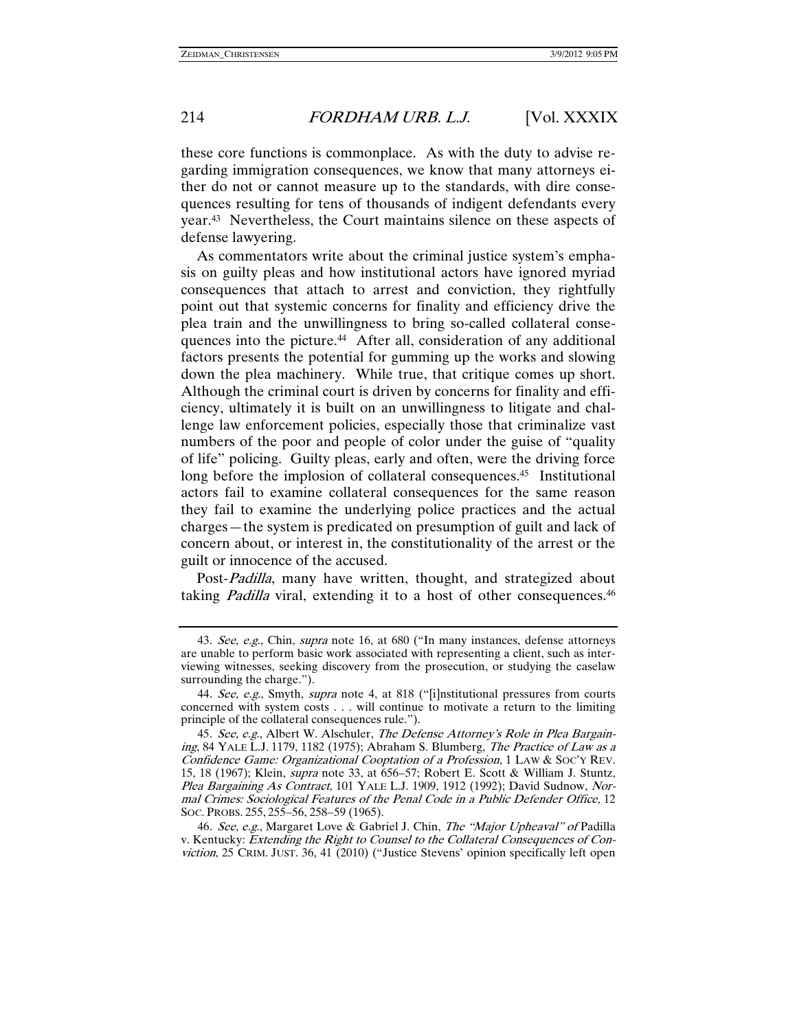these core functions is commonplace. As with the duty to advise regarding immigration consequences, we know that many attorneys either do not or cannot measure up to the standards, with dire consequences resulting for tens of thousands of indigent defendants every year.[43] Nevertheless, the Court maintains silence on these aspects of defense lawyering.

As commentators write about the criminal justice system's emphasis on guilty pleas and how institutional actors have ignored myriad consequences that attach to arrest and conviction, they rightfully point out that systemic concerns for finality and efficiency drive the plea train and the unwillingness to bring so-called collateral consequences into the picture.[44] After all, consideration of any additional factors presents the potential for gumming up the works and slowing down the plea machinery. While true, that critique comes up short. Although the criminal court is driven by concerns for finality and efficiency, ultimately it is built on an unwillingness to litigate and challenge law enforcement policies, especially those that criminalize vast numbers of the poor and people of color under the guise of "quality of life" policing. Guilty pleas, early and often, were the driving force long before the implosion of collateral consequences.[45] Institutional actors fail to examine collateral consequences for the same reason they fail to examine the underlying police practices and the actual charges—the system is predicated on presumption of guilt and lack of concern about, or interest in, the constitutionality of the arrest or the guilt or innocence of the accused.

Post-*Padilla*, many have written, thought, and strategized about taking *Padilla* viral, extending it to a host of other consequences.[46]

---

43. *See, e.g.*, Chin, *supra* note 16, at 680 ("In many instances, defense attorneys are unable to perform basic work associated with representing a client, such as interviewing witnesses, seeking discovery from the prosecution, or studying the caselaw surrounding the charge.").

44. *See, e.g.*, Smyth, *supra* note 4, at 818 ("[i]nstitutional pressures from courts concerned with system costs . . . will continue to motivate a return to the limiting principle of the collateral consequences rule.").

45. *See, e.g.*, Albert W. Alschuler, *The Defense Attorney's Role in Plea Bargaining*, 84 YALE L.J. 1179, 1182 (1975); Abraham S. Blumberg, *The Practice of Law as a Confidence Game: Organizational Cooptation of a Profession*, 1 LAW & SOC'Y REV. 15, 18 (1967); Klein, *supra* note 33, at 656–57; Robert E. Scott & William J. Stuntz, *Plea Bargaining As Contract*, 101 YALE L.J. 1909, 1912 (1992); David Sudnow, *Normal Crimes: Sociological Features of the Penal Code in a Public Defender Office*, 12 SOC. PROBS. 255, 255–56, 258–59 (1965).

46. *See, e.g.*, Margaret Love & Gabriel J. Chin, *The "Major Upheaval" of* Padilla v. Kentucky: *Extending the Right to Counsel to the Collateral Consequences of Conviction*, 25 CRIM. JUST. 36, 41 (2010) ("Justice Stevens' opinion specifically left open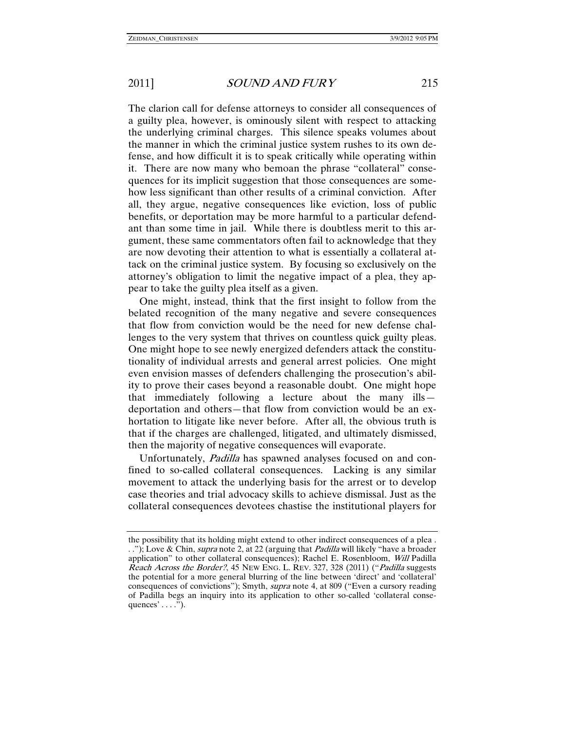The clarion call for defense attorneys to consider all consequences of a guilty plea, however, is ominously silent with respect to attacking the underlying criminal charges. This silence speaks volumes about the manner in which the criminal justice system rushes to its own defense, and how difficult it is to speak critically while operating within it. There are now many who bemoan the phrase "collateral" consequences for its implicit suggestion that those consequences are somehow less significant than other results of a criminal conviction. After all, they argue, negative consequences like eviction, loss of public benefits, or deportation may be more harmful to a particular defendant than some time in jail. While there is doubtless merit to this argument, these same commentators often fail to acknowledge that they are now devoting their attention to what is essentially a collateral attack on the criminal justice system. By focusing so exclusively on the attorney's obligation to limit the negative impact of a plea, they appear to take the guilty plea itself as a given.

One might, instead, think that the first insight to follow from the belated recognition of the many negative and severe consequences that flow from conviction would be the need for new defense challenges to the very system that thrives on countless quick guilty pleas. One might hope to see newly energized defenders attack the constitutionality of individual arrests and general arrest policies. One might even envision masses of defenders challenging the prosecution's ability to prove their cases beyond a reasonable doubt. One might hope that immediately following a lecture about the many ills—deportation and others—that flow from conviction would be an exhortation to litigate like never before. After all, the obvious truth is that if the charges are challenged, litigated, and ultimately dismissed, then the majority of negative consequences will evaporate.

Unfortunately, *Padilla* has spawned analyses focused on and confined to so-called collateral consequences. Lacking is any similar movement to attack the underlying basis for the arrest or to develop case theories and trial advocacy skills to achieve dismissal. Just as the collateral consequences devotees chastise the institutional players for

---

the possibility that its holding might extend to other indirect consequences of a plea . . ."); Love & Chin, *supra* note 2, at 22 (arguing that *Padilla* will likely "have a broader application" to other collateral consequences); Rachel E. Rosenbloom, *Will* Padilla *Reach Across the Border?*, 45 NEW ENG. L. REV. 327, 328 (2011) ("*Padilla* suggests the potential for a more general blurring of the line between 'direct' and 'collateral' consequences of convictions"); Smyth, *supra* note 4, at 809 ("Even a cursory reading of Padilla begs an inquiry into its application to other so-called 'collateral consequences' . . . .").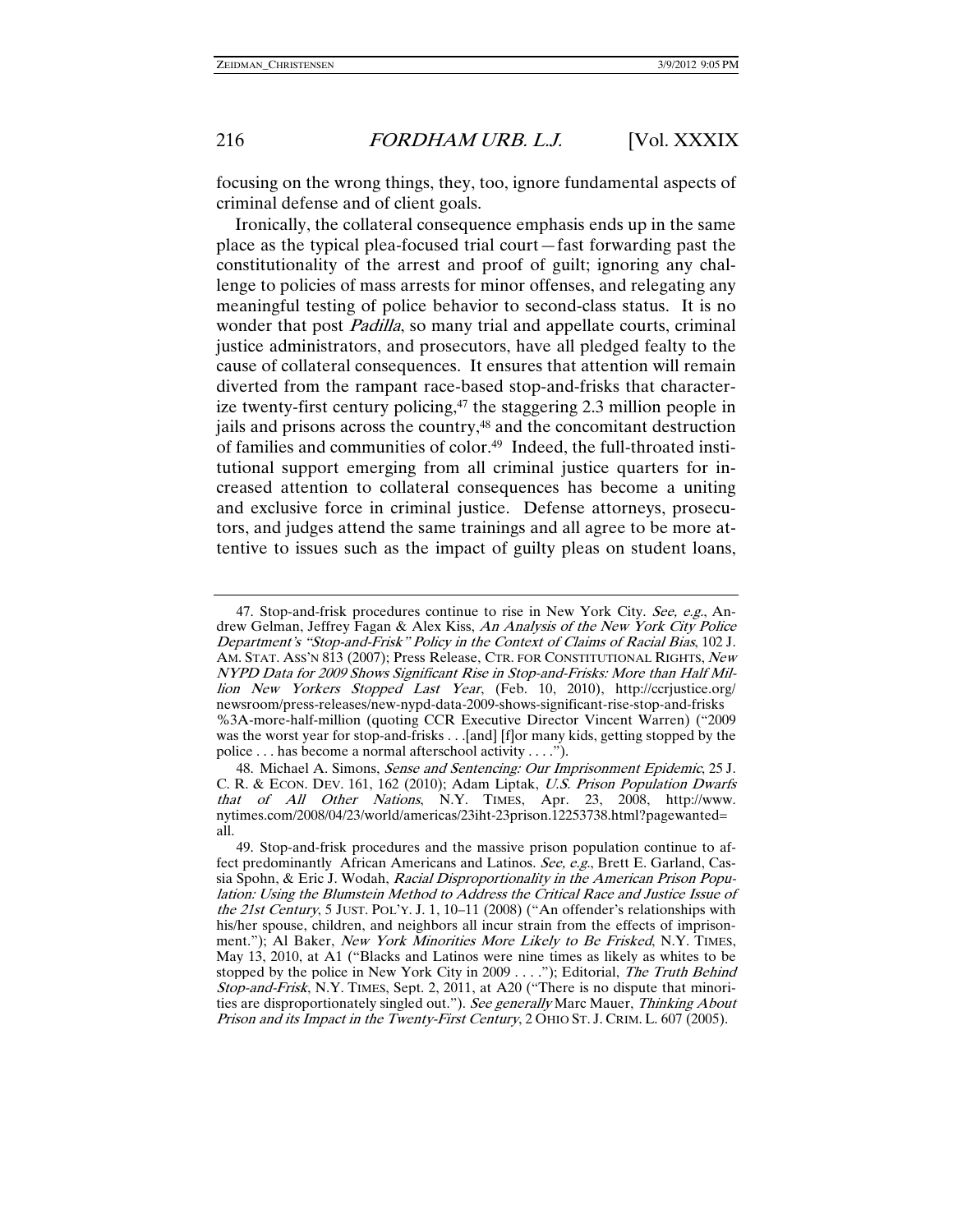focusing on the wrong things, they, too, ignore fundamental aspects of criminal defense and of client goals.

Ironically, the collateral consequence emphasis ends up in the same place as the typical plea-focused trial court—fast forwarding past the constitutionality of the arrest and proof of guilt; ignoring any challenge to policies of mass arrests for minor offenses, and relegating any meaningful testing of police behavior to second-class status. It is no wonder that post *Padilla*, so many trial and appellate courts, criminal justice administrators, and prosecutors, have all pledged fealty to the cause of collateral consequences. It ensures that attention will remain diverted from the rampant race-based stop-and-frisks that characterize twenty-first century policing,[47] the staggering 2.3 million people in jails and prisons across the country,[48] and the concomitant destruction of families and communities of color.[49] Indeed, the full-throated institutional support emerging from all criminal justice quarters for increased attention to collateral consequences has become a uniting and exclusive force in criminal justice. Defense attorneys, prosecutors, and judges attend the same trainings and all agree to be more attentive to issues such as the impact of guilty pleas on student loans,

---

47. Stop-and-frisk procedures continue to rise in New York City. *See, e.g.*, Andrew Gelman, Jeffrey Fagan & Alex Kiss, *An Analysis of the New York City Police Department's "Stop-and-Frisk" Policy in the Context of Claims of Racial Bias*, 102 J. AM. STAT. ASS'N 813 (2007); Press Release, CTR. FOR CONSTITUTIONAL RIGHTS, *New NYPD Data for 2009 Shows Significant Rise in Stop-and-Frisks: More than Half Million New Yorkers Stopped Last Year*, (Feb. 10, 2010), http://ccrjustice.org/newsroom/press-releases/new-nypd-data-2009-shows-significant-rise-stop-and-frisks%3A-more-half-million (quoting CCR Executive Director Vincent Warren) ("2009 was the worst year for stop-and-frisks . . .[and] [f]or many kids, getting stopped by the police . . . has become a normal afterschool activity . . . .").

48. Michael A. Simons, *Sense and Sentencing: Our Imprisonment Epidemic*, 25 J. C. R. & ECON. DEV. 161, 162 (2010); Adam Liptak, *U.S. Prison Population Dwarfs that of All Other Nations*, N.Y. TIMES, Apr. 23, 2008, http://www.nytimes.com/2008/04/23/world/americas/23iht-23prison.12253738.html?pagewanted=all.

49. Stop-and-frisk procedures and the massive prison population continue to affect predominantly African Americans and Latinos. *See, e.g.*, Brett E. Garland, Cassia Spohn, & Eric J. Wodah, *Racial Disproportionality in the American Prison Population: Using the Blumstein Method to Address the Critical Race and Justice Issue of the 21st Century*, 5 JUST. POL'Y. J. 1, 10–11 (2008) ("An offender's relationships with his/her spouse, children, and neighbors all incur strain from the effects of imprisonment."); Al Baker, *New York Minorities More Likely to Be Frisked*, N.Y. TIMES, May 13, 2010, at A1 ("Blacks and Latinos were nine times as likely as whites to be stopped by the police in New York City in 2009 . . . ."); Editorial, *The Truth Behind Stop-and-Frisk*, N.Y. TIMES, Sept. 2, 2011, at A20 ("There is no dispute that minorities are disproportionately singled out."). *See generally* Marc Mauer, *Thinking About Prison and its Impact in the Twenty-First Century*, 2 OHIO ST. J. CRIM. L. 607 (2005).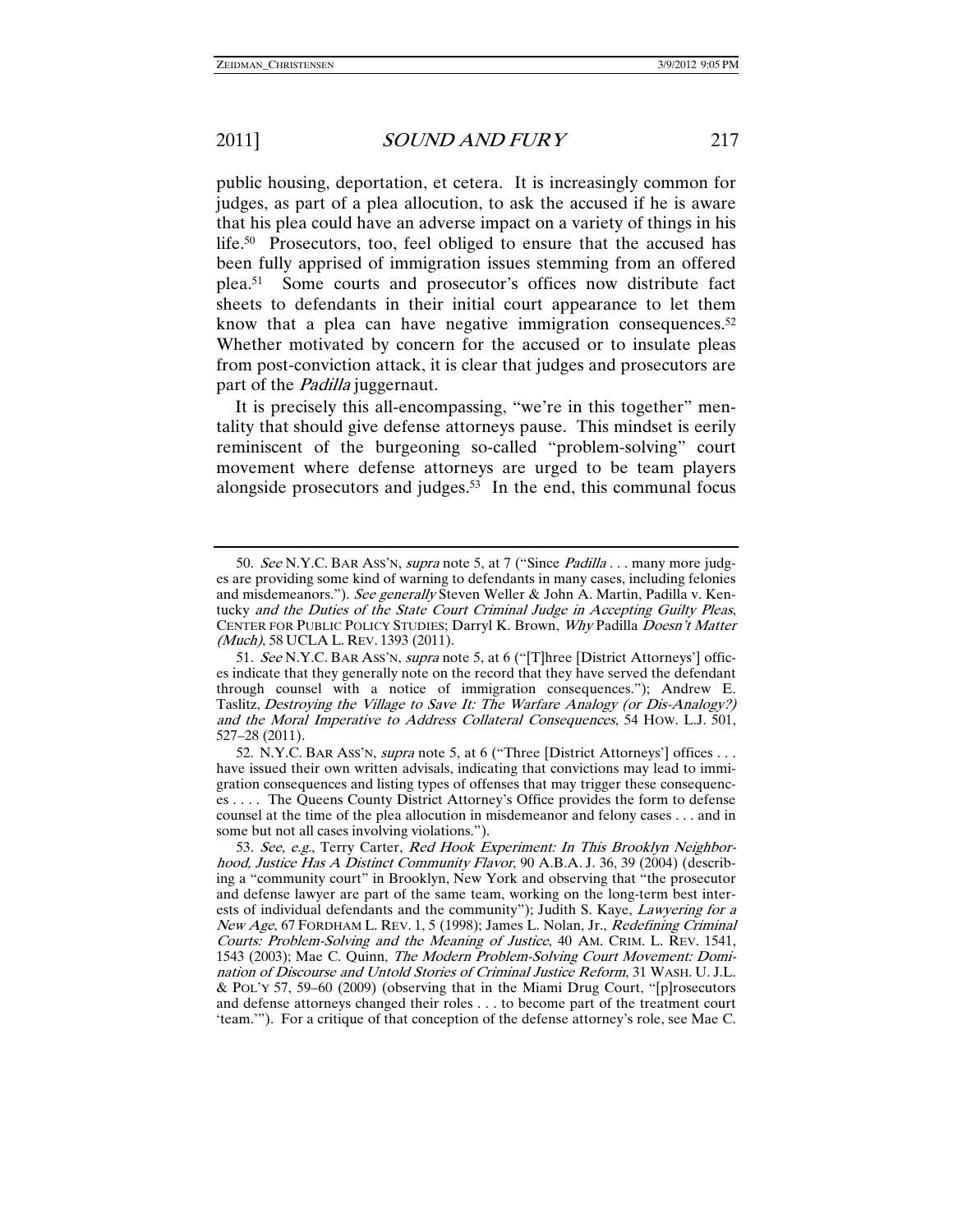public housing, deportation, et cetera. It is increasingly common for judges, as part of a plea allocution, to ask the accused if he is aware that his plea could have an adverse impact on a variety of things in his life.[50] Prosecutors, too, feel obliged to ensure that the accused has been fully apprised of immigration issues stemming from an offered plea.[51] Some courts and prosecutor's offices now distribute fact sheets to defendants in their initial court appearance to let them know that a plea can have negative immigration consequences.[52] Whether motivated by concern for the accused or to insulate pleas from post-conviction attack, it is clear that judges and prosecutors are part of the *Padilla* juggernaut.

It is precisely this all-encompassing, "we're in this together" mentality that should give defense attorneys pause. This mindset is eerily reminiscent of the burgeoning so-called "problem-solving" court movement where defense attorneys are urged to be team players alongside prosecutors and judges.[53] In the end, this communal focus

---

50. *See* N.Y.C. BAR ASS'N, *supra* note 5, at 7 ("Since *Padilla* . . . many more judges are providing some kind of warning to defendants in many cases, including felonies and misdemeanors."). *See generally* Steven Weller & John A. Martin, Padilla v. Kentucky *and the Duties of the State Court Criminal Judge in Accepting Guilty Pleas*, CENTER FOR PUBLIC POLICY STUDIES; Darryl K. Brown, *Why* Padilla *Doesn't Matter (Much)*, 58 UCLA L. REV. 1393 (2011).

51. *See* N.Y.C. BAR ASS'N, *supra* note 5, at 6 ("[T]hree [District Attorneys'] offices indicate that they generally note on the record that they have served the defendant through counsel with a notice of immigration consequences."); Andrew E. Taslitz, *Destroying the Village to Save It: The Warfare Analogy (or Dis-Analogy?) and the Moral Imperative to Address Collateral Consequences*, 54 HOW. L.J. 501, 527–28 (2011).

52. N.Y.C. BAR ASS'N, *supra* note 5, at 6 ("Three [District Attorneys'] offices . . . have issued their own written advisals, indicating that convictions may lead to immigration consequences and listing types of offenses that may trigger these consequences . . . . The Queens County District Attorney's Office provides the form to defense counsel at the time of the plea allocution in misdemeanor and felony cases . . . and in some but not all cases involving violations.").

53. *See, e.g.*, Terry Carter, *Red Hook Experiment: In This Brooklyn Neighborhood, Justice Has A Distinct Community Flavor*, 90 A.B.A. J. 36, 39 (2004) (describing a "community court" in Brooklyn, New York and observing that "the prosecutor and defense lawyer are part of the same team, working on the long-term best interests of individual defendants and the community"); Judith S. Kaye, *Lawyering for a New Age*, 67 FORDHAM L. REV. 1, 5 (1998); James L. Nolan, Jr., *Redefining Criminal Courts: Problem-Solving and the Meaning of Justice*, 40 AM. CRIM. L. REV. 1541, 1543 (2003); Mae C. Quinn, *The Modern Problem-Solving Court Movement: Domination of Discourse and Untold Stories of Criminal Justice Reform*, 31 WASH. U. J.L. & POL'Y 57, 59–60 (2009) (observing that in the Miami Drug Court, "[p]rosecutors and defense attorneys changed their roles . . . to become part of the treatment court 'team.'"). For a critique of that conception of the defense attorney's role, see Mae C.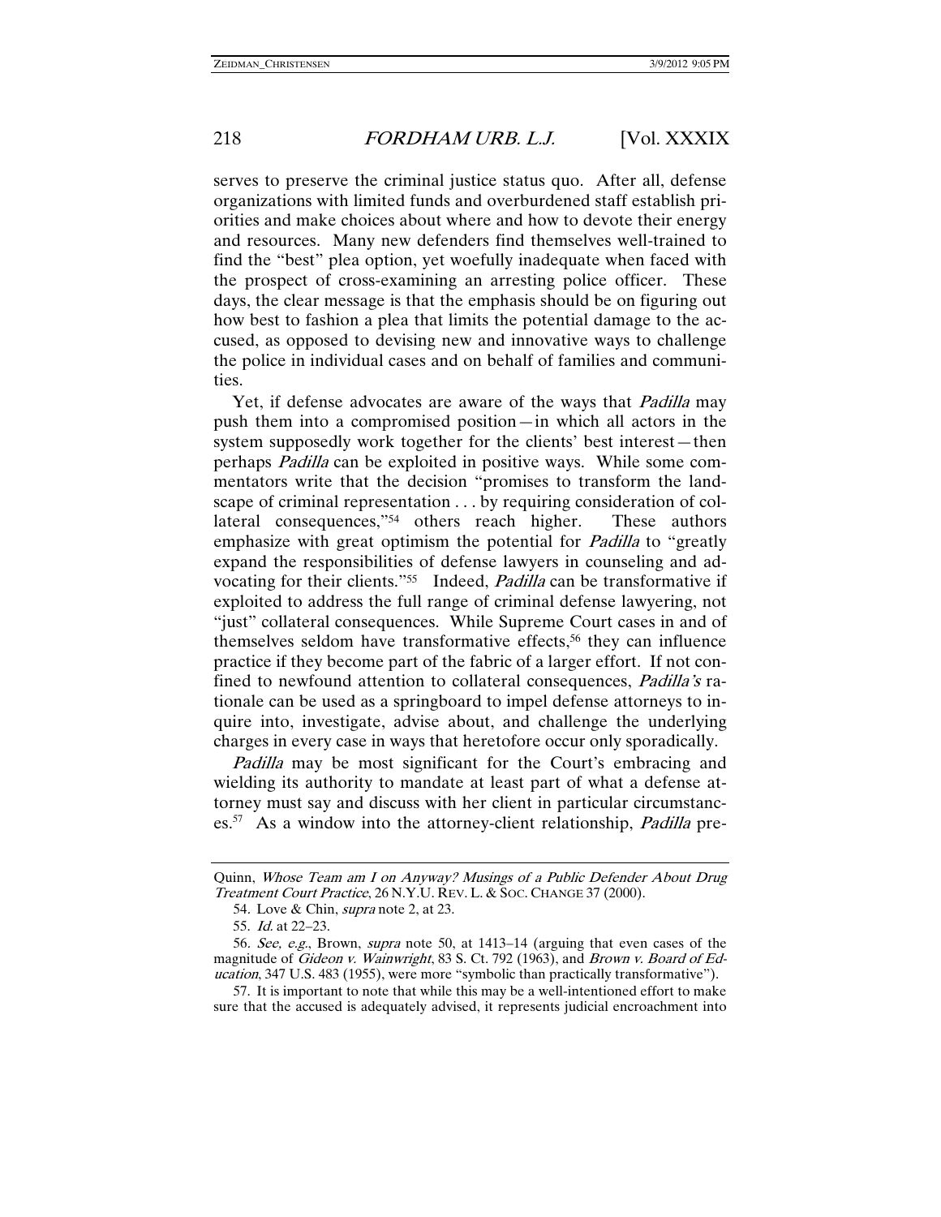serves to preserve the criminal justice status quo. After all, defense organizations with limited funds and overburdened staff establish priorities and make choices about where and how to devote their energy and resources. Many new defenders find themselves well-trained to find the "best" plea option, yet woefully inadequate when faced with the prospect of cross-examining an arresting police officer. These days, the clear message is that the emphasis should be on figuring out how best to fashion a plea that limits the potential damage to the accused, as opposed to devising new and innovative ways to challenge the police in individual cases and on behalf of families and communities.

Yet, if defense advocates are aware of the ways that *Padilla* may push them into a compromised position—in which all actors in the system supposedly work together for the clients' best interest—then perhaps *Padilla* can be exploited in positive ways. While some commentators write that the decision "promises to transform the landscape of criminal representation . . . by requiring consideration of collateral consequences,"[54] others reach higher. These authors emphasize with great optimism the potential for *Padilla* to "greatly expand the responsibilities of defense lawyers in counseling and advocating for their clients."[55] Indeed, *Padilla* can be transformative if exploited to address the full range of criminal defense lawyering, not "just" collateral consequences. While Supreme Court cases in and of themselves seldom have transformative effects,[56] they can influence practice if they become part of the fabric of a larger effort. If not confined to newfound attention to collateral consequences, *Padilla's* rationale can be used as a springboard to impel defense attorneys to inquire into, investigate, advise about, and challenge the underlying charges in every case in ways that heretofore occur only sporadically.

*Padilla* may be most significant for the Court's embracing and wielding its authority to mandate at least part of what a defense attorney must say and discuss with her client in particular circumstances.[57] As a window into the attorney-client relationship, *Padilla* pre-

---

Quinn, *Whose Team am I on Anyway? Musings of a Public Defender About Drug Treatment Court Practice*, 26 N.Y.U. REV. L. & SOC. CHANGE 37 (2000).

54. Love & Chin, *supra* note 2, at 23.

55. *Id.* at 22–23.

56. *See, e.g.*, Brown, *supra* note 50, at 1413–14 (arguing that even cases of the magnitude of *Gideon v. Wainwright*, 83 S. Ct. 792 (1963), and *Brown v. Board of Education*, 347 U.S. 483 (1955), were more "symbolic than practically transformative").

57. It is important to note that while this may be a well-intentioned effort to make sure that the accused is adequately advised, it represents judicial encroachment into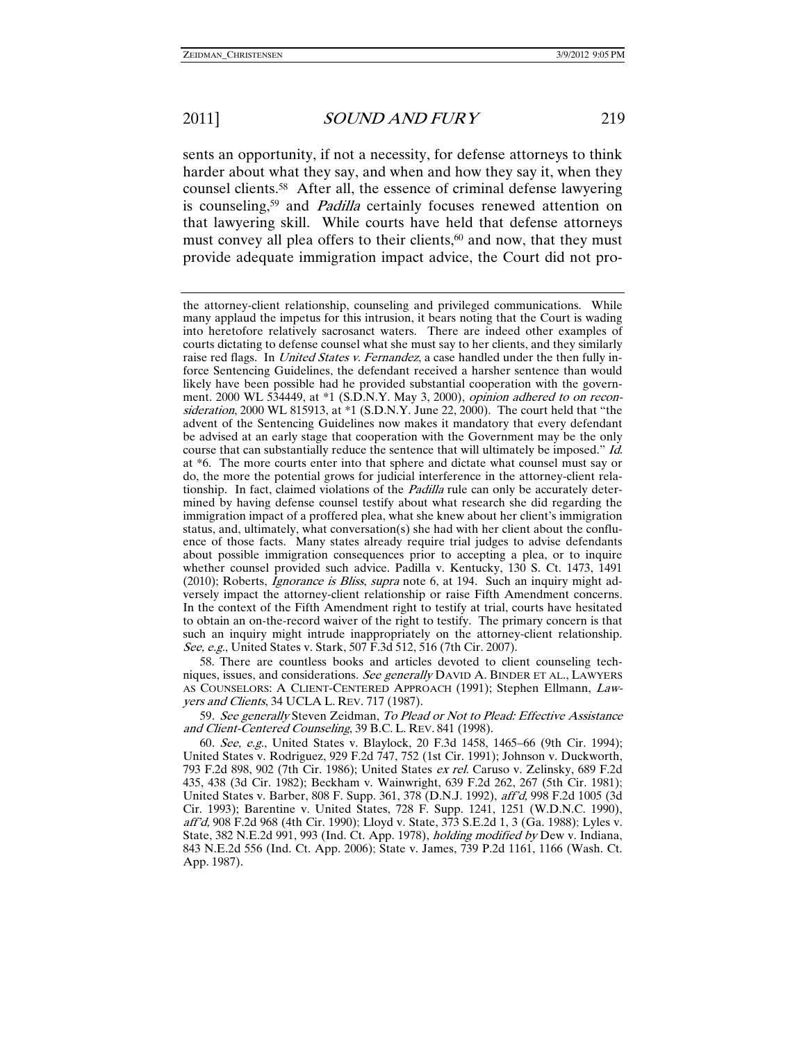sents an opportunity, if not a necessity, for defense attorneys to think harder about what they say, and when and how they say it, when they counsel clients.[58] After all, the essence of criminal defense lawyering is counseling,[59] and *Padilla* certainly focuses renewed attention on that lawyering skill. While courts have held that defense attorneys must convey all plea offers to their clients,[60] and now, that they must provide adequate immigration impact advice, the Court did not pro-

---

the attorney-client relationship, counseling and privileged communications. While many applaud the impetus for this intrusion, it bears noting that the Court is wading into heretofore relatively sacrosanct waters. There are indeed other examples of courts dictating to defense counsel what she must say to her clients, and they similarly raise red flags. In *United States v. Fernandez*, a case handled under the then fully in-force Sentencing Guidelines, the defendant received a harsher sentence than would likely have been possible had he provided substantial cooperation with the government. 2000 WL 534449, at *1 (S.D.N.Y. May 3, 2000), *opinion adhered to on reconsideration*, 2000 WL 815913, at *1 (S.D.N.Y. June 22, 2000). The court held that "the advent of the Sentencing Guidelines now makes it mandatory that every defendant be advised at an early stage that cooperation with the Government may be the only course that can substantially reduce the sentence that will ultimately be imposed." *Id.* at *6. The more courts enter into that sphere and dictate what counsel must say or do, the more the potential grows for judicial interference in the attorney-client relationship. In fact, claimed violations of the *Padilla* rule can only be accurately determined by having defense counsel testify about what research she did regarding the immigration impact of a proffered plea, what she knew about her client's immigration status, and, ultimately, what conversation(s) she had with her client about the confluence of those facts. Many states already require trial judges to advise defendants about possible immigration consequences prior to accepting a plea, or to inquire whether counsel provided such advice. Padilla v. Kentucky, 130 S. Ct. 1473, 1491 (2010); Roberts, *Ignorance is Bliss*, *supra* note 6, at 194. Such an inquiry might adversely impact the attorney-client relationship or raise Fifth Amendment concerns. In the context of the Fifth Amendment right to testify at trial, courts have hesitated to obtain an on-the-record waiver of the right to testify. The primary concern is that such an inquiry might intrude inappropriately on the attorney-client relationship. *See, e.g.*, United States v. Stark, 507 F.3d 512, 516 (7th Cir. 2007).

58. There are countless books and articles devoted to client counseling techniques, issues, and considerations. *See generally* DAVID A. BINDER ET AL., LAWYERS AS COUNSELORS: A CLIENT-CENTERED APPROACH (1991); Stephen Ellmann, *Lawyers and Clients*, 34 UCLA L. REV. 717 (1987).

59. *See generally* Steven Zeidman, *To Plead or Not to Plead: Effective Assistance and Client-Centered Counseling*, 39 B.C. L. REV. 841 (1998).

60. *See, e.g.*, United States v. Blaylock, 20 F.3d 1458, 1465–66 (9th Cir. 1994); United States v. Rodriguez, 929 F.2d 747, 752 (1st Cir. 1991); Johnson v. Duckworth, 793 F.2d 898, 902 (7th Cir. 1986); United States *ex rel.* Caruso v. Zelinsky, 689 F.2d 435, 438 (3d Cir. 1982); Beckham v. Wainwright, 639 F.2d 262, 267 (5th Cir. 1981); United States v. Barber, 808 F. Supp. 361, 378 (D.N.J. 1992), *aff'd*, 998 F.2d 1005 (3d Cir. 1993); Barentine v. United States, 728 F. Supp. 1241, 1251 (W.D.N.C. 1990), *aff'd*, 908 F.2d 968 (4th Cir. 1990); Lloyd v. State, 373 S.E.2d 1, 3 (Ga. 1988); Lyles v. State, 382 N.E.2d 991, 993 (Ind. Ct. App. 1978), *holding modified by* Dew v. Indiana, 843 N.E.2d 556 (Ind. Ct. App. 2006); State v. James, 739 P.2d 1161, 1166 (Wash. Ct. App. 1987).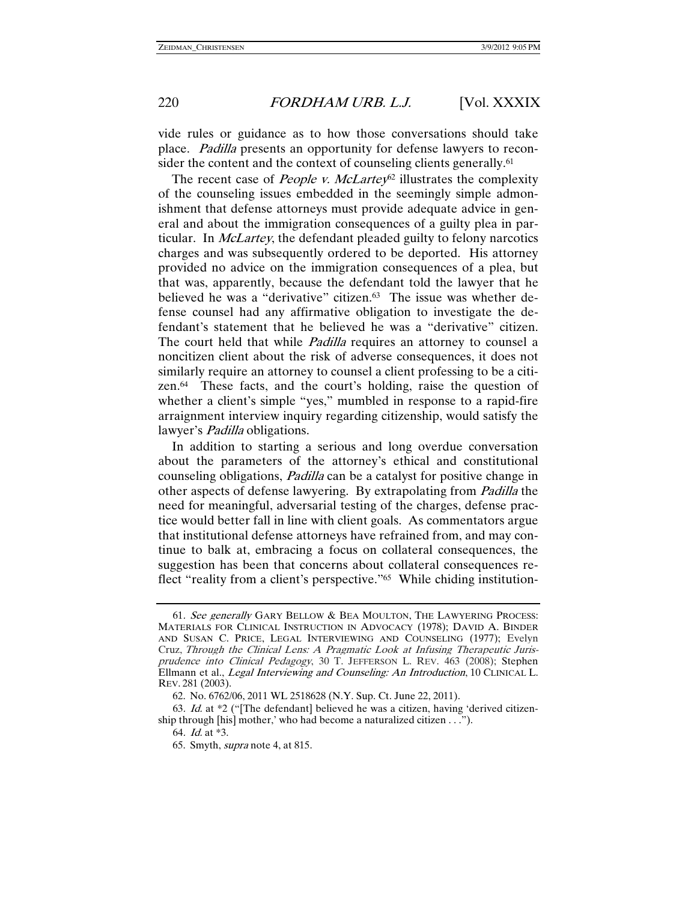vide rules or guidance as to how those conversations should take place. *Padilla* presents an opportunity for defense lawyers to reconsider the content and the context of counseling clients generally.[61]

The recent case of *People v. McLartey*[62] illustrates the complexity of the counseling issues embedded in the seemingly simple admonishment that defense attorneys must provide adequate advice in general and about the immigration consequences of a guilty plea in particular. In *McLartey*, the defendant pleaded guilty to felony narcotics charges and was subsequently ordered to be deported. His attorney provided no advice on the immigration consequences of a plea, but that was, apparently, because the defendant told the lawyer that he believed he was a "derivative" citizen.[63] The issue was whether defense counsel had any affirmative obligation to investigate the defendant's statement that he believed he was a "derivative" citizen. The court held that while *Padilla* requires an attorney to counsel a noncitizen client about the risk of adverse consequences, it does not similarly require an attorney to counsel a client professing to be a citizen.[64] These facts, and the court's holding, raise the question of whether a client's simple "yes," mumbled in response to a rapid-fire arraignment interview inquiry regarding citizenship, would satisfy the lawyer's *Padilla* obligations.

In addition to starting a serious and long overdue conversation about the parameters of the attorney's ethical and constitutional counseling obligations, *Padilla* can be a catalyst for positive change in other aspects of defense lawyering. By extrapolating from *Padilla* the need for meaningful, adversarial testing of the charges, defense practice would better fall in line with client goals. As commentators argue that institutional defense attorneys have refrained from, and may continue to balk at, embracing a focus on collateral consequences, the suggestion has been that concerns about collateral consequences reflect "reality from a client's perspective."[65] While chiding institution-

---

61. *See generally* GARY BELLOW & BEA MOULTON, THE LAWYERING PROCESS: MATERIALS FOR CLINICAL INSTRUCTION IN ADVOCACY (1978); DAVID A. BINDER AND SUSAN C. PRICE, LEGAL INTERVIEWING AND COUNSELING (1977); Evelyn Cruz, *Through the Clinical Lens: A Pragmatic Look at Infusing Therapeutic Jurisprudence into Clinical Pedagogy*, 30 T. JEFFERSON L. REV. 463 (2008); Stephen Ellmann et al., *Legal Interviewing and Counseling: An Introduction*, 10 CLINICAL L. REV. 281 (2003).

62. No. 6762/06, 2011 WL 2518628 (N.Y. Sup. Ct. June 22, 2011).

63. *Id.* at *2 ("[The defendant] believed he was a citizen, having 'derived citizenship through [his] mother,' who had become a naturalized citizen . . .").

64. *Id.* at *3.

65. Smyth, *supra* note 4, at 815.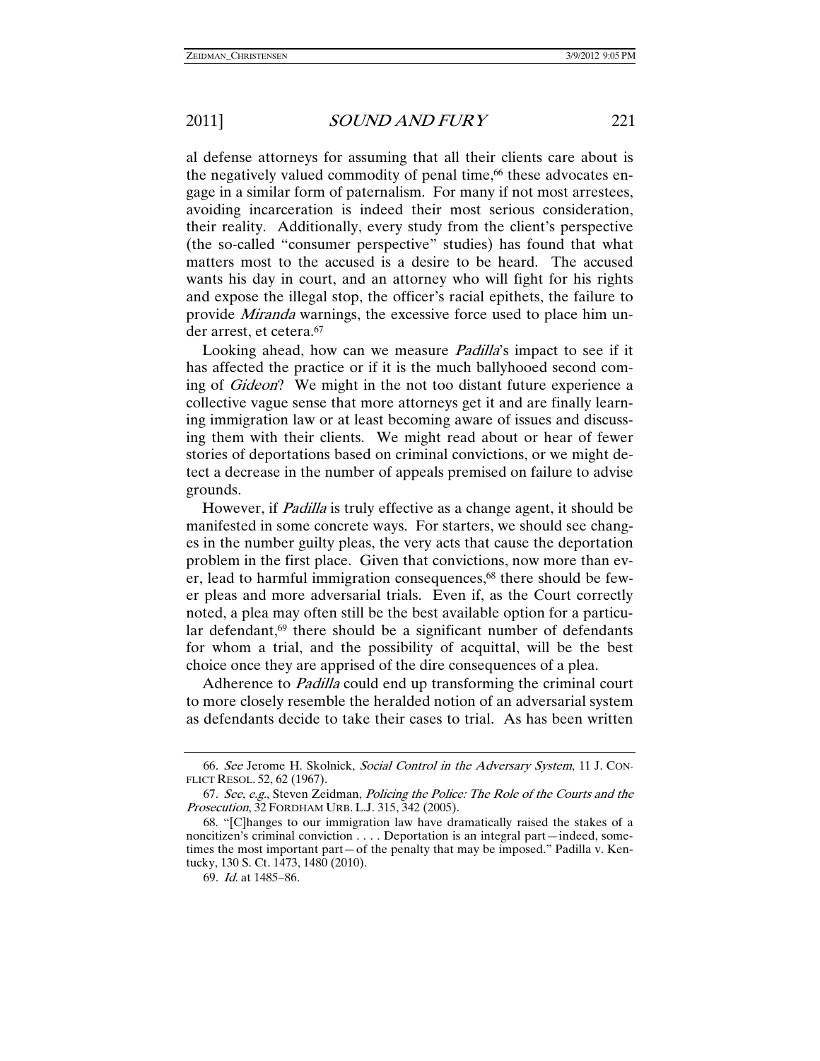al defense attorneys for assuming that all their clients care about is the negatively valued commodity of penal time,[66] these advocates engage in a similar form of paternalism. For many if not most arrestees, avoiding incarceration is indeed their most serious consideration, their reality. Additionally, every study from the client's perspective (the so-called "consumer perspective" studies) has found that what matters most to the accused is a desire to be heard. The accused wants his day in court, and an attorney who will fight for his rights and expose the illegal stop, the officer's racial epithets, the failure to provide *Miranda* warnings, the excessive force used to place him under arrest, et cetera.[67]

Looking ahead, how can we measure *Padilla*'s impact to see if it has affected the practice or if it is the much ballyhooed second coming of *Gideon*? We might in the not too distant future experience a collective vague sense that more attorneys get it and are finally learning immigration law or at least becoming aware of issues and discussing them with their clients. We might read about or hear of fewer stories of deportations based on criminal convictions, or we might detect a decrease in the number of appeals premised on failure to advise grounds.

However, if *Padilla* is truly effective as a change agent, it should be manifested in some concrete ways. For starters, we should see changes in the number guilty pleas, the very acts that cause the deportation problem in the first place. Given that convictions, now more than ever, lead to harmful immigration consequences,[68] there should be fewer pleas and more adversarial trials. Even if, as the Court correctly noted, a plea may often still be the best available option for a particular defendant,[69] there should be a significant number of defendants for whom a trial, and the possibility of acquittal, will be the best choice once they are apprised of the dire consequences of a plea.

Adherence to *Padilla* could end up transforming the criminal court to more closely resemble the heralded notion of an adversarial system as defendants decide to take their cases to trial. As has been written

---

66. *See* Jerome H. Skolnick, *Social Control in the Adversary System*, 11 J. CONFLICT RESOL. 52, 62 (1967).

67. *See, e.g.*, Steven Zeidman, *Policing the Police: The Role of the Courts and the Prosecution*, 32 FORDHAM URB. L.J. 315, 342 (2005).

68. "[C]hanges to our immigration law have dramatically raised the stakes of a noncitizen's criminal conviction . . . . Deportation is an integral part—indeed, sometimes the most important part—of the penalty that may be imposed." Padilla v. Kentucky, 130 S. Ct. 1473, 1480 (2010).

69. *Id.* at 1485–86.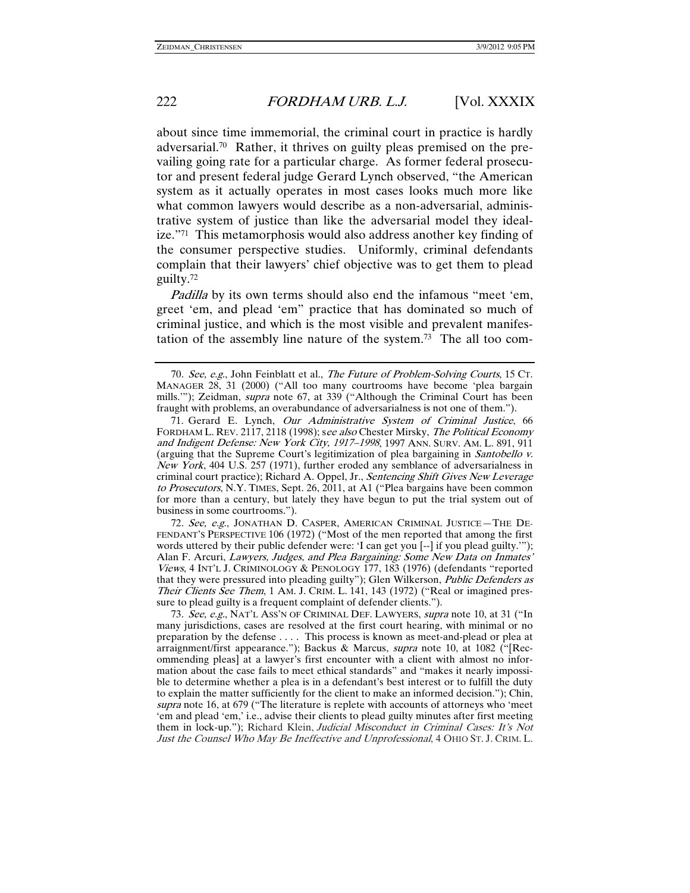about since time immemorial, the criminal court in practice is hardly adversarial.[70] Rather, it thrives on guilty pleas premised on the prevailing going rate for a particular charge. As former federal prosecutor and present federal judge Gerard Lynch observed, "the American system as it actually operates in most cases looks much more like what common lawyers would describe as a non-adversarial, administrative system of justice than like the adversarial model they idealize."[71] This metamorphosis would also address another key finding of the consumer perspective studies. Uniformly, criminal defendants complain that their lawyers' chief objective was to get them to plead guilty.[72]

*Padilla* by its own terms should also end the infamous "meet 'em, greet 'em, and plead 'em" practice that has dominated so much of criminal justice, and which is the most visible and prevalent manifestation of the assembly line nature of the system.[73] The all too com-

---

70. *See, e.g.*, John Feinblatt et al., *The Future of Problem-Solving Courts*, 15 CT. MANAGER 28, 31 (2000) ("All too many courtrooms have become 'plea bargain mills.'"); Zeidman, *supra* note 67, at 339 ("Although the Criminal Court has been fraught with problems, an overabundance of adversarialness is not one of them.").

71. Gerard E. Lynch, *Our Administrative System of Criminal Justice*, 66 FORDHAM L. REV. 2117, 2118 (1998); *see also* Chester Mirsky, *The Political Economy and Indigent Defense: New York City, 1917–1998*, 1997 ANN. SURV. AM. L. 891, 911 (arguing that the Supreme Court's legitimization of plea bargaining in *Santobello v. New York*, 404 U.S. 257 (1971), further eroded any semblance of adversarialness in criminal court practice); Richard A. Oppel, Jr., *Sentencing Shift Gives New Leverage to Prosecutors*, N.Y. TIMES, Sept. 26, 2011, at A1 ("Plea bargains have been common for more than a century, but lately they have begun to put the trial system out of business in some courtrooms.").

72. *See, e.g.*, JONATHAN D. CASPER, AMERICAN CRIMINAL JUSTICE—THE DEFENDANT'S PERSPECTIVE 106 (1972) ("Most of the men reported that among the first words uttered by their public defender were: 'I can get you [--] if you plead guilty.'"); Alan F. Arcuri, *Lawyers, Judges, and Plea Bargaining: Some New Data on Inmates' Views*, 4 INT'L J. CRIMINOLOGY & PENOLOGY 177, 183 (1976) (defendants "reported that they were pressured into pleading guilty"); Glen Wilkerson, *Public Defenders as Their Clients See Them*, 1 AM. J. CRIM. L. 141, 143 (1972) ("Real or imagined pressure to plead guilty is a frequent complaint of defender clients.").

73. *See, e.g.*, NAT'L ASS'N OF CRIMINAL DEF. LAWYERS, *supra* note 10, at 31 ("In many jurisdictions, cases are resolved at the first court hearing, with minimal or no preparation by the defense . . . . This process is known as meet-and-plead or plea at arraignment/first appearance."); Backus & Marcus, *supra* note 10, at 1082 ("[Recommending pleas] at a lawyer's first encounter with a client with almost no information about the case fails to meet ethical standards" and "makes it nearly impossible to determine whether a plea is in a defendant's best interest or to fulfill the duty to explain the matter sufficiently for the client to make an informed decision."); Chin, *supra* note 16, at 679 ("The literature is replete with accounts of attorneys who 'meet 'em and plead 'em,' i.e., advise their clients to plead guilty minutes after first meeting them in lock-up."); Richard Klein, *Judicial Misconduct in Criminal Cases: It's Not Just the Counsel Who May Be Ineffective and Unprofessional*, 4 OHIO ST. J. CRIM. L.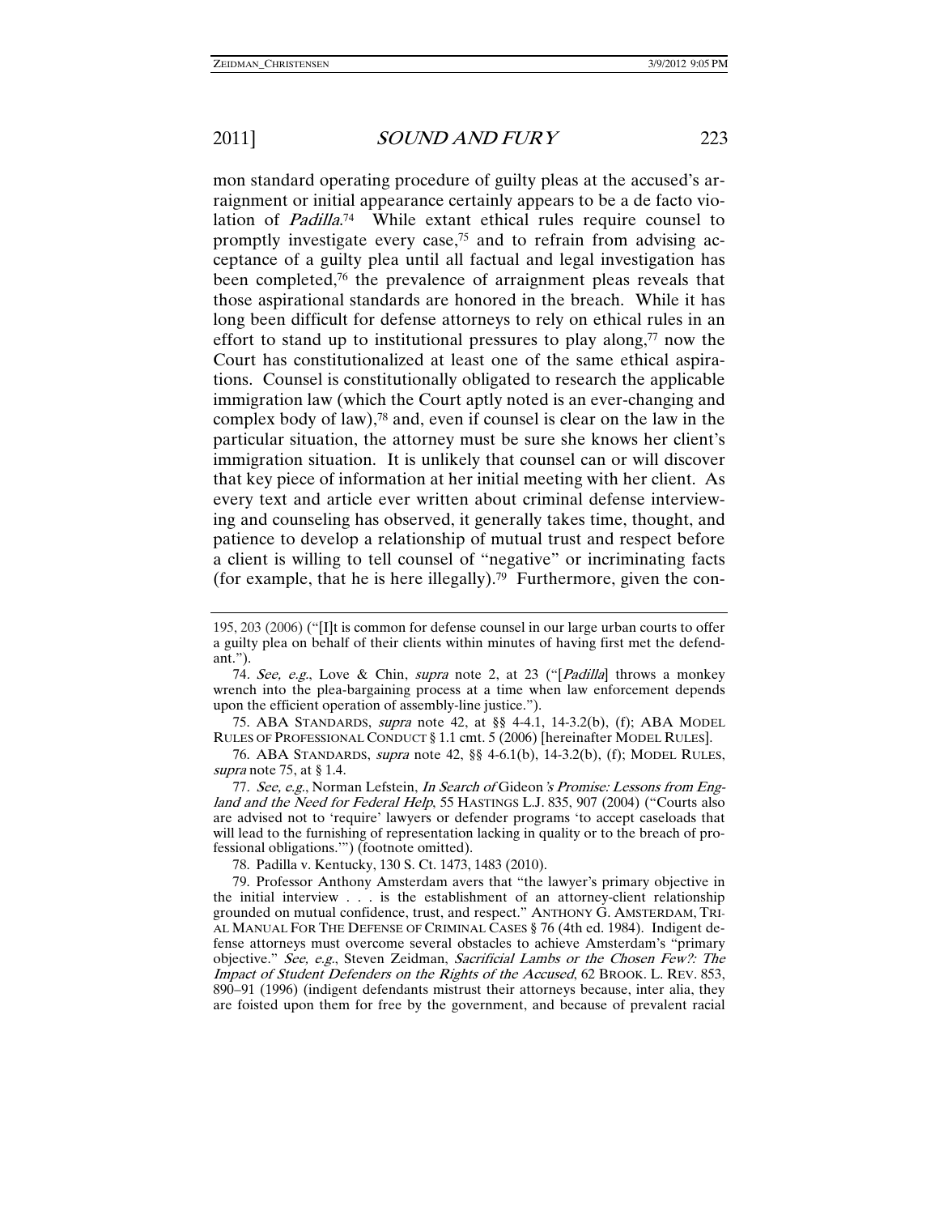mon standard operating procedure of guilty pleas at the accused's arraignment or initial appearance certainly appears to be a de facto violation of *Padilla*.[74] While extant ethical rules require counsel to promptly investigate every case,[75] and to refrain from advising acceptance of a guilty plea until all factual and legal investigation has been completed,[76] the prevalence of arraignment pleas reveals that those aspirational standards are honored in the breach. While it has long been difficult for defense attorneys to rely on ethical rules in an effort to stand up to institutional pressures to play along,[77] now the Court has constitutionalized at least one of the same ethical aspirations. Counsel is constitutionally obligated to research the applicable immigration law (which the Court aptly noted is an ever-changing and complex body of law),[78] and, even if counsel is clear on the law in the particular situation, the attorney must be sure she knows her client's immigration situation. It is unlikely that counsel can or will discover that key piece of information at her initial meeting with her client. As every text and article ever written about criminal defense interviewing and counseling has observed, it generally takes time, thought, and patience to develop a relationship of mutual trust and respect before a client is willing to tell counsel of "negative" or incriminating facts (for example, that he is here illegally).[79] Furthermore, given the con-

---

195, 203 (2006) ("[I]t is common for defense counsel in our large urban courts to offer a guilty plea on behalf of their clients within minutes of having first met the defendant.").

74. *See, e.g.*, Love & Chin, *supra* note 2, at 23 ("[*Padilla*] throws a monkey wrench into the plea-bargaining process at a time when law enforcement depends upon the efficient operation of assembly-line justice.").

75. ABA STANDARDS, *supra* note 42, at §§ 4-4.1, 14-3.2(b), (f); ABA MODEL RULES OF PROFESSIONAL CONDUCT § 1.1 cmt. 5 (2006) [hereinafter MODEL RULES].

76. ABA STANDARDS, *supra* note 42, §§ 4-6.1(b), 14-3.2(b), (f); MODEL RULES, *supra* note 75, at § 1.4.

77. *See, e.g.*, Norman Lefstein, *In Search of* Gideon*'s Promise: Lessons from England and the Need for Federal Help*, 55 HASTINGS L.J. 835, 907 (2004) ("Courts also are advised not to 'require' lawyers or defender programs 'to accept caseloads that will lead to the furnishing of representation lacking in quality or to the breach of professional obligations.'") (footnote omitted).

78. Padilla v. Kentucky, 130 S. Ct. 1473, 1483 (2010).

79. Professor Anthony Amsterdam avers that "the lawyer's primary objective in the initial interview . . . is the establishment of an attorney-client relationship grounded on mutual confidence, trust, and respect." ANTHONY G. AMSTERDAM, TRIAL MANUAL FOR THE DEFENSE OF CRIMINAL CASES § 76 (4th ed. 1984). Indigent defense attorneys must overcome several obstacles to achieve Amsterdam's "primary objective." *See, e.g.*, Steven Zeidman, *Sacrificial Lambs or the Chosen Few?: The Impact of Student Defenders on the Rights of the Accused*, 62 BROOK. L. REV. 853, 890–91 (1996) (indigent defendants mistrust their attorneys because, inter alia, they are foisted upon them for free by the government, and because of prevalent racial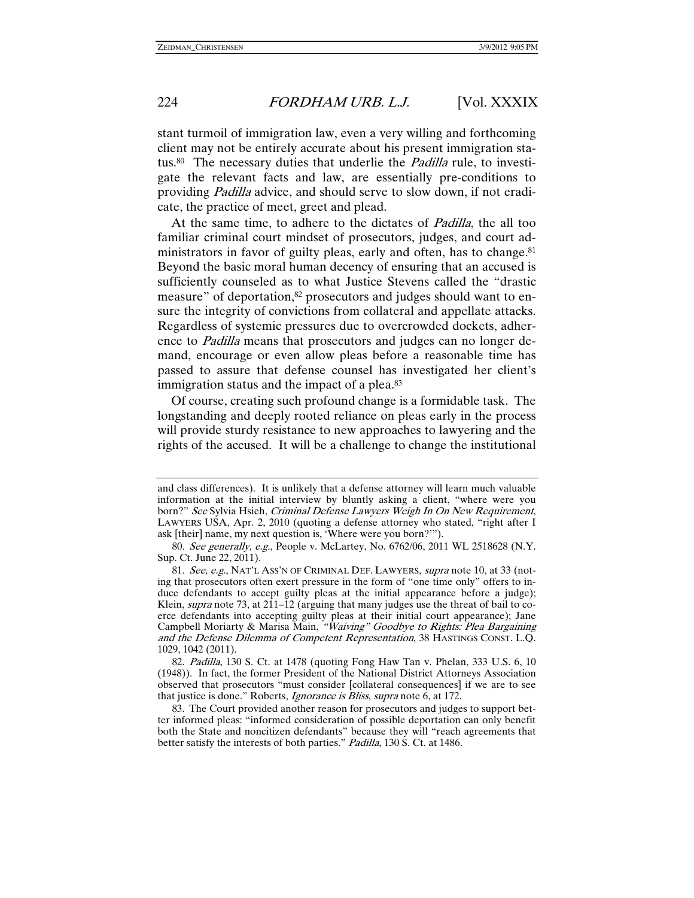stant turmoil of immigration law, even a very willing and forthcoming client may not be entirely accurate about his present immigration status.[80] The necessary duties that underlie the *Padilla* rule, to investigate the relevant facts and law, are essentially pre-conditions to providing *Padilla* advice, and should serve to slow down, if not eradicate, the practice of meet, greet and plead.

At the same time, to adhere to the dictates of *Padilla*, the all too familiar criminal court mindset of prosecutors, judges, and court administrators in favor of guilty pleas, early and often, has to change.[81] Beyond the basic moral human decency of ensuring that an accused is sufficiently counseled as to what Justice Stevens called the "drastic measure" of deportation,[82] prosecutors and judges should want to ensure the integrity of convictions from collateral and appellate attacks. Regardless of systemic pressures due to overcrowded dockets, adherence to *Padilla* means that prosecutors and judges can no longer demand, encourage or even allow pleas before a reasonable time has passed to assure that defense counsel has investigated her client's immigration status and the impact of a plea.[83]

Of course, creating such profound change is a formidable task. The longstanding and deeply rooted reliance on pleas early in the process will provide sturdy resistance to new approaches to lawyering and the rights of the accused. It will be a challenge to change the institutional

---

and class differences). It is unlikely that a defense attorney will learn much valuable information at the initial interview by bluntly asking a client, "where were you born?" *See* Sylvia Hsieh, *Criminal Defense Lawyers Weigh In On New Requirement*, LAWYERS USA, Apr. 2, 2010 (quoting a defense attorney who stated, "right after I ask [their] name, my next question is, 'Where were you born?'").

80. *See generally, e.g.*, People v. McLartey, No. 6762/06, 2011 WL 2518628 (N.Y. Sup. Ct. June 22, 2011).

81. *See, e.g.*, NAT'L ASS'N OF CRIMINAL DEF. LAWYERS, *supra* note 10, at 33 (noting that prosecutors often exert pressure in the form of "one time only" offers to induce defendants to accept guilty pleas at the initial appearance before a judge); Klein, *supra* note 73, at 211–12 (arguing that many judges use the threat of bail to coerce defendants into accepting guilty pleas at their initial court appearance); Jane Campbell Moriarty & Marisa Main, *"Waiving" Goodbye to Rights: Plea Bargaining and the Defense Dilemma of Competent Representation*, 38 HASTINGS CONST. L.Q. 1029, 1042 (2011).

82. *Padilla*, 130 S. Ct. at 1478 (quoting Fong Haw Tan v. Phelan, 333 U.S. 6, 10 (1948)). In fact, the former President of the National District Attorneys Association observed that prosecutors "must consider [collateral consequences] if we are to see that justice is done." Roberts, *Ignorance is Bliss*, *supra* note 6, at 172.

83. The Court provided another reason for prosecutors and judges to support better informed pleas: "informed consideration of possible deportation can only benefit both the State and noncitizen defendants" because they will "reach agreements that better satisfy the interests of both parties." *Padilla*, 130 S. Ct. at 1486.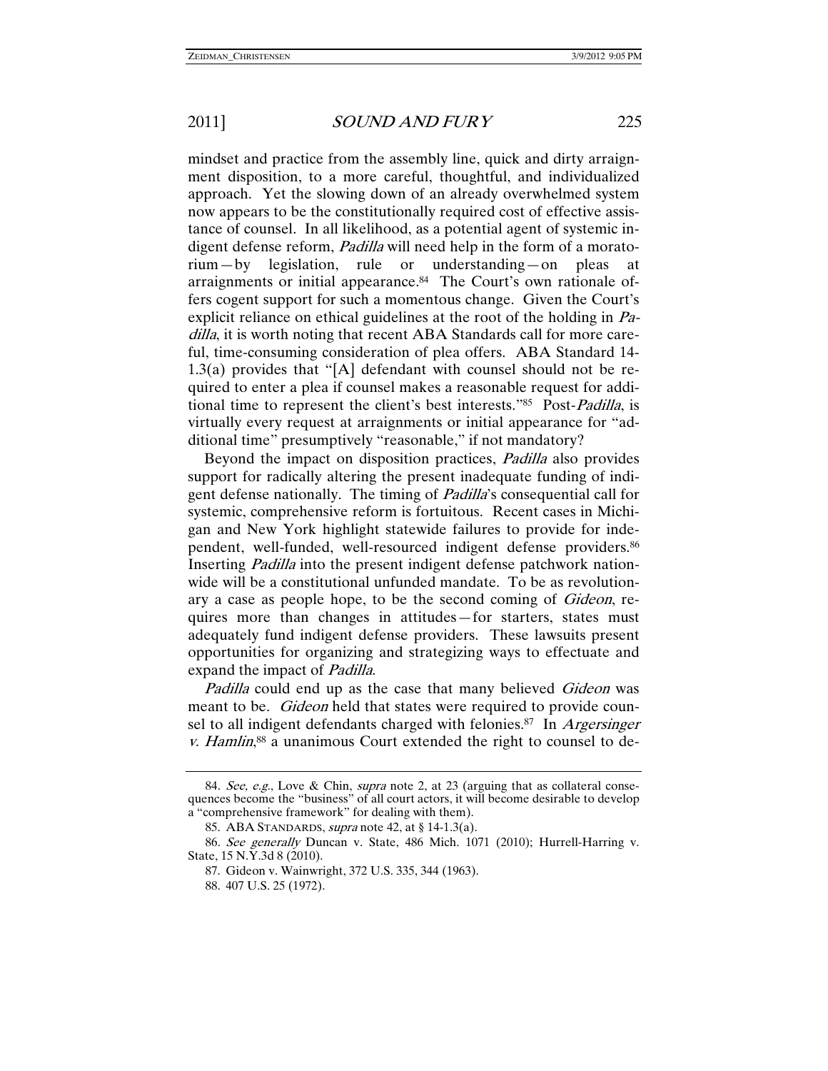mindset and practice from the assembly line, quick and dirty arraignment disposition, to a more careful, thoughtful, and individualized approach. Yet the slowing down of an already overwhelmed system now appears to be the constitutionally required cost of effective assistance of counsel. In all likelihood, as a potential agent of systemic indigent defense reform, *Padilla* will need help in the form of a moratorium—by legislation, rule or understanding—on pleas at arraignments or initial appearance.[84] The Court's own rationale offers cogent support for such a momentous change. Given the Court's explicit reliance on ethical guidelines at the root of the holding in *Padilla*, it is worth noting that recent ABA Standards call for more careful, time-consuming consideration of plea offers. ABA Standard 14-1.3(a) provides that "[A] defendant with counsel should not be required to enter a plea if counsel makes a reasonable request for additional time to represent the client's best interests."[85] Post-*Padilla*, is virtually every request at arraignments or initial appearance for "additional time" presumptively "reasonable," if not mandatory?

Beyond the impact on disposition practices, *Padilla* also provides support for radically altering the present inadequate funding of indigent defense nationally. The timing of *Padilla*'s consequential call for systemic, comprehensive reform is fortuitous. Recent cases in Michigan and New York highlight statewide failures to provide for independent, well-funded, well-resourced indigent defense providers.[86] Inserting *Padilla* into the present indigent defense patchwork nationwide will be a constitutional unfunded mandate. To be as revolutionary a case as people hope, to be the second coming of *Gideon*, requires more than changes in attitudes—for starters, states must adequately fund indigent defense providers. These lawsuits present opportunities for organizing and strategizing ways to effectuate and expand the impact of *Padilla*.

*Padilla* could end up as the case that many believed *Gideon* was meant to be. *Gideon* held that states were required to provide counsel to all indigent defendants charged with felonies.[87] In *Argersinger v. Hamlin*,[88] a unanimous Court extended the right to counsel to de-

---

84. *See, e.g.*, Love & Chin, *supra* note 2, at 23 (arguing that as collateral consequences become the "business" of all court actors, it will become desirable to develop a "comprehensive framework" for dealing with them).

85. ABA STANDARDS, *supra* note 42, at § 14-1.3(a).

86. *See generally* Duncan v. State, 486 Mich. 1071 (2010); Hurrell-Harring v. State, 15 N.Y.3d 8 (2010).

87. Gideon v. Wainwright, 372 U.S. 335, 344 (1963).

88. 407 U.S. 25 (1972).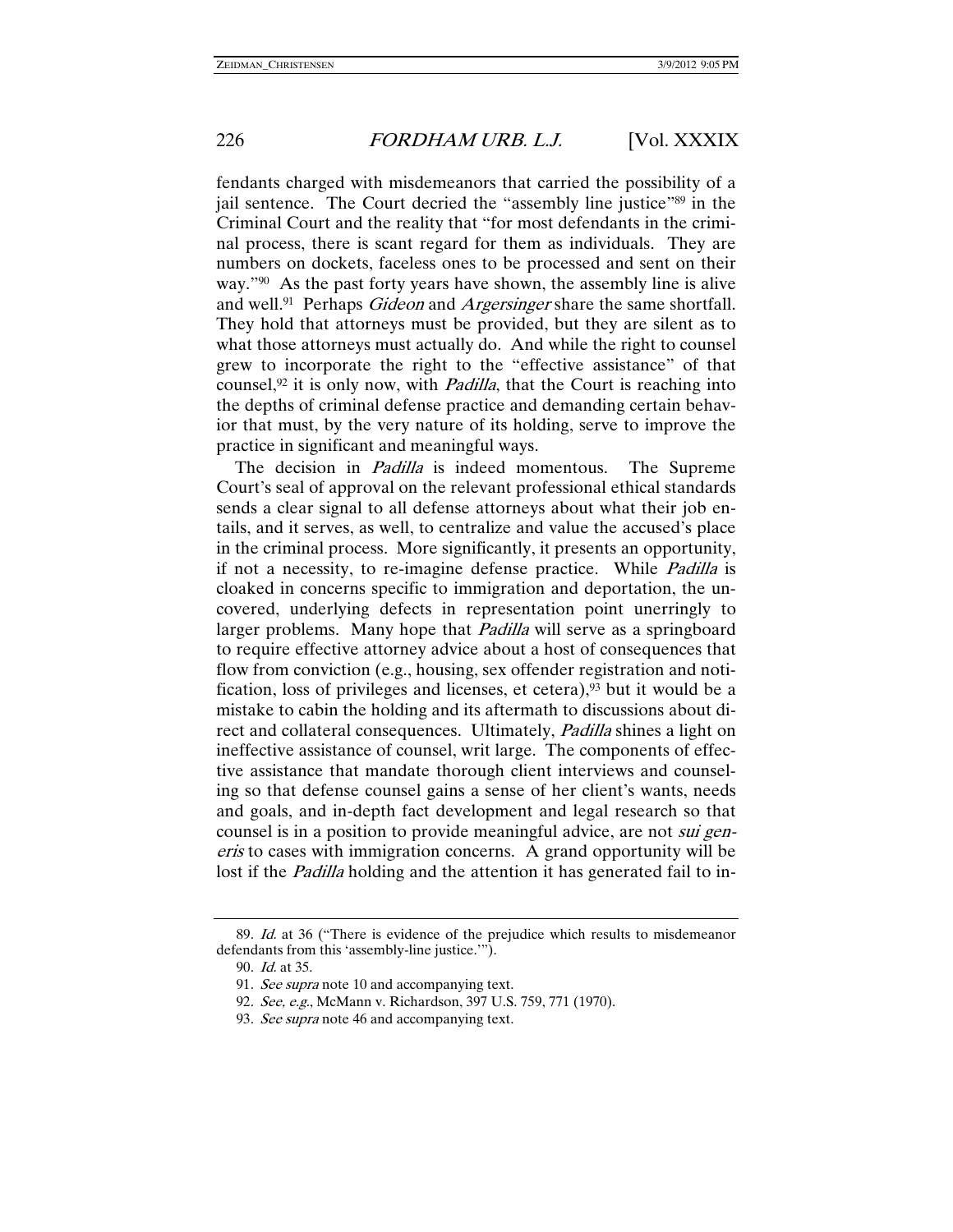fendants charged with misdemeanors that carried the possibility of a jail sentence. The Court decried the "assembly line justice"[89] in the Criminal Court and the reality that "for most defendants in the criminal process, there is scant regard for them as individuals. They are numbers on dockets, faceless ones to be processed and sent on their way."[90] As the past forty years have shown, the assembly line is alive and well.[91] Perhaps *Gideon* and *Argersinger* share the same shortfall. They hold that attorneys must be provided, but they are silent as to what those attorneys must actually do. And while the right to counsel grew to incorporate the right to the "effective assistance" of that counsel,[92] it is only now, with *Padilla*, that the Court is reaching into the depths of criminal defense practice and demanding certain behavior that must, by the very nature of its holding, serve to improve the practice in significant and meaningful ways.

The decision in *Padilla* is indeed momentous. The Supreme Court's seal of approval on the relevant professional ethical standards sends a clear signal to all defense attorneys about what their job entails, and it serves, as well, to centralize and value the accused's place in the criminal process. More significantly, it presents an opportunity, if not a necessity, to re-imagine defense practice. While *Padilla* is cloaked in concerns specific to immigration and deportation, the uncovered, underlying defects in representation point unerringly to larger problems. Many hope that *Padilla* will serve as a springboard to require effective attorney advice about a host of consequences that flow from conviction (e.g., housing, sex offender registration and notification, loss of privileges and licenses, et cetera),[93] but it would be a mistake to cabin the holding and its aftermath to discussions about direct and collateral consequences. Ultimately, *Padilla* shines a light on ineffective assistance of counsel, writ large. The components of effective assistance that mandate thorough client interviews and counseling so that defense counsel gains a sense of her client's wants, needs and goals, and in-depth fact development and legal research so that counsel is in a position to provide meaningful advice, are not *sui generis* to cases with immigration concerns. A grand opportunity will be lost if the *Padilla* holding and the attention it has generated fail to in-

---

89. *Id.* at 36 ("There is evidence of the prejudice which results to misdemeanor defendants from this 'assembly-line justice.'").

90. *Id.* at 35.

91. *See supra* note 10 and accompanying text.

92. *See, e.g.*, McMann v. Richardson, 397 U.S. 759, 771 (1970).

93. *See supra* note 46 and accompanying text.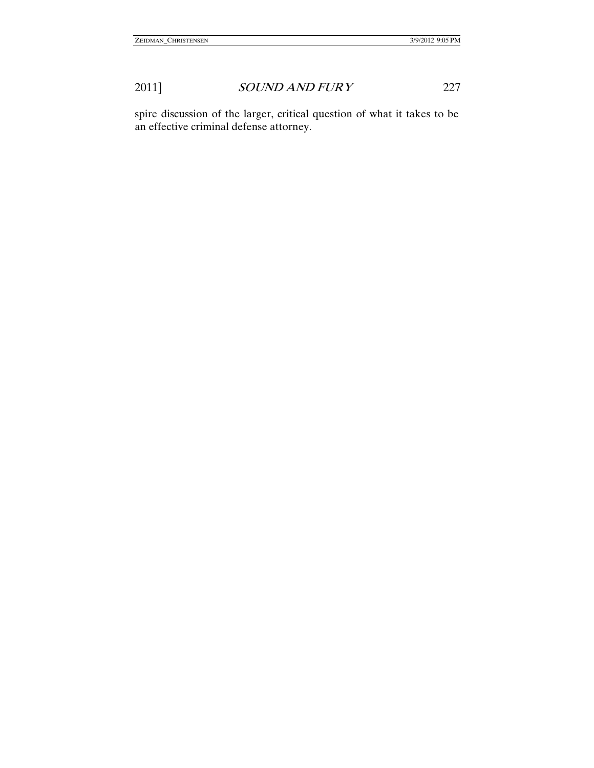spire discussion of the larger, critical question of what it takes to be an effective criminal defense attorney.